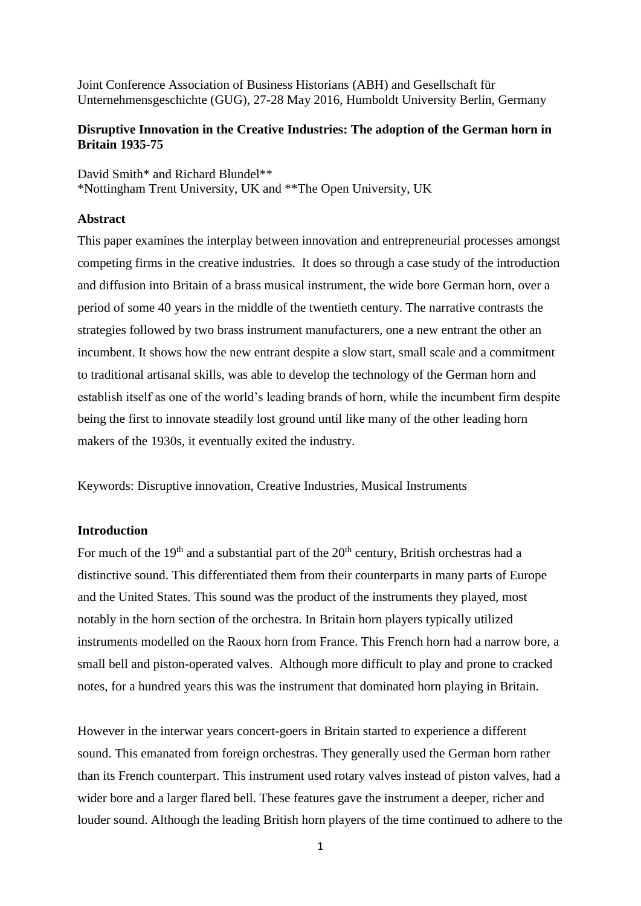Joint Conference Association of Business Historians (ABH) and Gesellschaft für Unternehmensgeschichte (GUG), 27-28 May 2016, Humboldt University Berlin, Germany

**Disruptive Innovation in the Creative Industries: The adoption of the German horn in Britain 1935-75**

David Smith* and Richard Blundel**
*Nottingham Trent University, UK and **The Open University, UK

## Abstract

This paper examines the interplay between innovation and entrepreneurial processes amongst competing firms in the creative industries. It does so through a case study of the introduction and diffusion into Britain of a brass musical instrument, the wide bore German horn, over a period of some 40 years in the middle of the twentieth century. The narrative contrasts the strategies followed by two brass instrument manufacturers, one a new entrant the other an incumbent. It shows how the new entrant despite a slow start, small scale and a commitment to traditional artisanal skills, was able to develop the technology of the German horn and establish itself as one of the world's leading brands of horn, while the incumbent firm despite being the first to innovate steadily lost ground until like many of the other leading horn makers of the 1930s, it eventually exited the industry.

Keywords: Disruptive innovation, Creative Industries, Musical Instruments

## Introduction

For much of the 19th and a substantial part of the 20th century, British orchestras had a distinctive sound. This differentiated them from their counterparts in many parts of Europe and the United States. This sound was the product of the instruments they played, most notably in the horn section of the orchestra. In Britain horn players typically utilized instruments modelled on the Raoux horn from France. This French horn had a narrow bore, a small bell and piston-operated valves. Although more difficult to play and prone to cracked notes, for a hundred years this was the instrument that dominated horn playing in Britain.

However in the interwar years concert-goers in Britain started to experience a different sound. This emanated from foreign orchestras. They generally used the German horn rather than its French counterpart. This instrument used rotary valves instead of piston valves, had a wider bore and a larger flared bell. These features gave the instrument a deeper, richer and louder sound. Although the leading British horn players of the time continued to adhere to the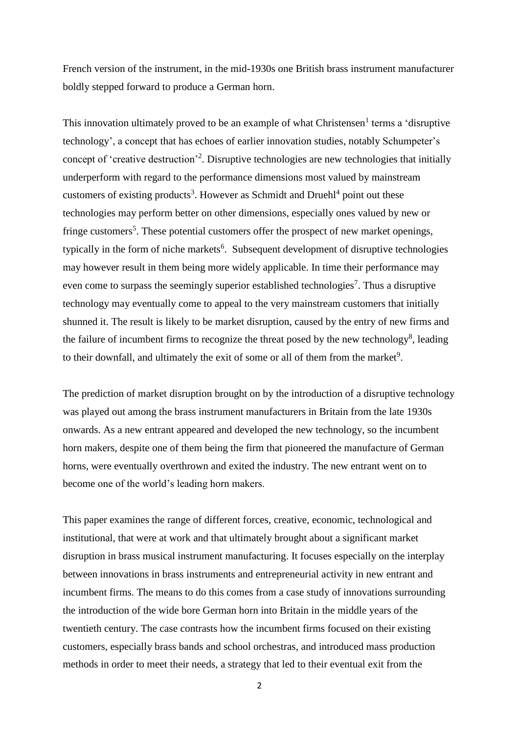French version of the instrument, in the mid-1930s one British brass instrument manufacturer boldly stepped forward to produce a German horn.

This innovation ultimately proved to be an example of what Christensen[1] terms a 'disruptive technology', a concept that has echoes of earlier innovation studies, notably Schumpeter's concept of 'creative destruction'[2]. Disruptive technologies are new technologies that initially underperform with regard to the performance dimensions most valued by mainstream customers of existing products[3]. However as Schmidt and Druehl[4] point out these technologies may perform better on other dimensions, especially ones valued by new or fringe customers[5]. These potential customers offer the prospect of new market openings, typically in the form of niche markets[6]. Subsequent development of disruptive technologies may however result in them being more widely applicable. In time their performance may even come to surpass the seemingly superior established technologies[7]. Thus a disruptive technology may eventually come to appeal to the very mainstream customers that initially shunned it. The result is likely to be market disruption, caused by the entry of new firms and the failure of incumbent firms to recognize the threat posed by the new technology[8], leading to their downfall, and ultimately the exit of some or all of them from the market[9].

The prediction of market disruption brought on by the introduction of a disruptive technology was played out among the brass instrument manufacturers in Britain from the late 1930s onwards. As a new entrant appeared and developed the new technology, so the incumbent horn makers, despite one of them being the firm that pioneered the manufacture of German horns, were eventually overthrown and exited the industry. The new entrant went on to become one of the world's leading horn makers.

This paper examines the range of different forces, creative, economic, technological and institutional, that were at work and that ultimately brought about a significant market disruption in brass musical instrument manufacturing. It focuses especially on the interplay between innovations in brass instruments and entrepreneurial activity in new entrant and incumbent firms. The means to do this comes from a case study of innovations surrounding the introduction of the wide bore German horn into Britain in the middle years of the twentieth century. The case contrasts how the incumbent firms focused on their existing customers, especially brass bands and school orchestras, and introduced mass production methods in order to meet their needs, a strategy that led to their eventual exit from the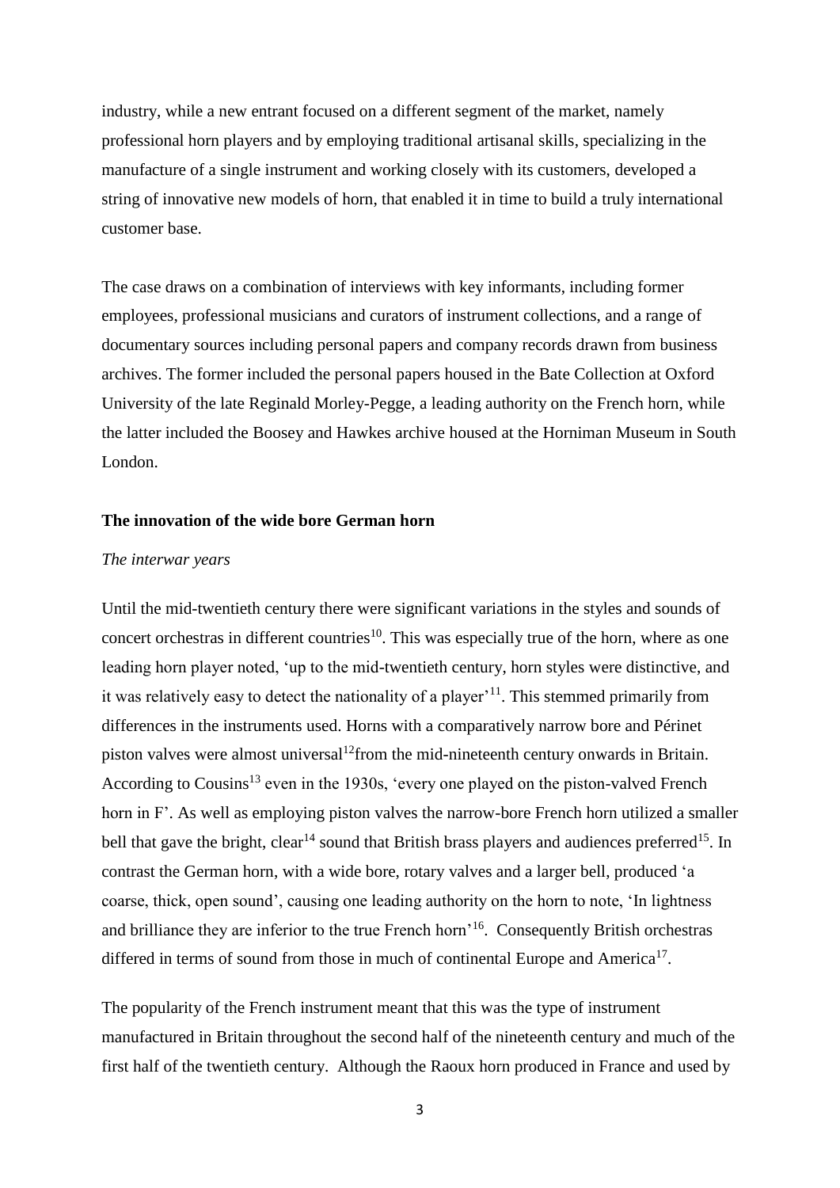industry, while a new entrant focused on a different segment of the market, namely professional horn players and by employing traditional artisanal skills, specializing in the manufacture of a single instrument and working closely with its customers, developed a string of innovative new models of horn, that enabled it in time to build a truly international customer base.

The case draws on a combination of interviews with key informants, including former employees, professional musicians and curators of instrument collections, and a range of documentary sources including personal papers and company records drawn from business archives. The former included the personal papers housed in the Bate Collection at Oxford University of the late Reginald Morley-Pegge, a leading authority on the French horn, while the latter included the Boosey and Hawkes archive housed at the Horniman Museum in South London.

## The innovation of the wide bore German horn

### *The interwar years*

Until the mid-twentieth century there were significant variations in the styles and sounds of concert orchestras in different countries[10]. This was especially true of the horn, where as one leading horn player noted, 'up to the mid-twentieth century, horn styles were distinctive, and it was relatively easy to detect the nationality of a player'[11]. This stemmed primarily from differences in the instruments used. Horns with a comparatively narrow bore and Périnet piston valves were almost universal[12]from the mid-nineteenth century onwards in Britain. According to Cousins[13] even in the 1930s, 'every one played on the piston-valved French horn in F'. As well as employing piston valves the narrow-bore French horn utilized a smaller bell that gave the bright, clear[14] sound that British brass players and audiences preferred[15]. In contrast the German horn, with a wide bore, rotary valves and a larger bell, produced 'a coarse, thick, open sound', causing one leading authority on the horn to note, 'In lightness and brilliance they are inferior to the true French horn'[16]. Consequently British orchestras differed in terms of sound from those in much of continental Europe and America[17].

The popularity of the French instrument meant that this was the type of instrument manufactured in Britain throughout the second half of the nineteenth century and much of the first half of the twentieth century. Although the Raoux horn produced in France and used by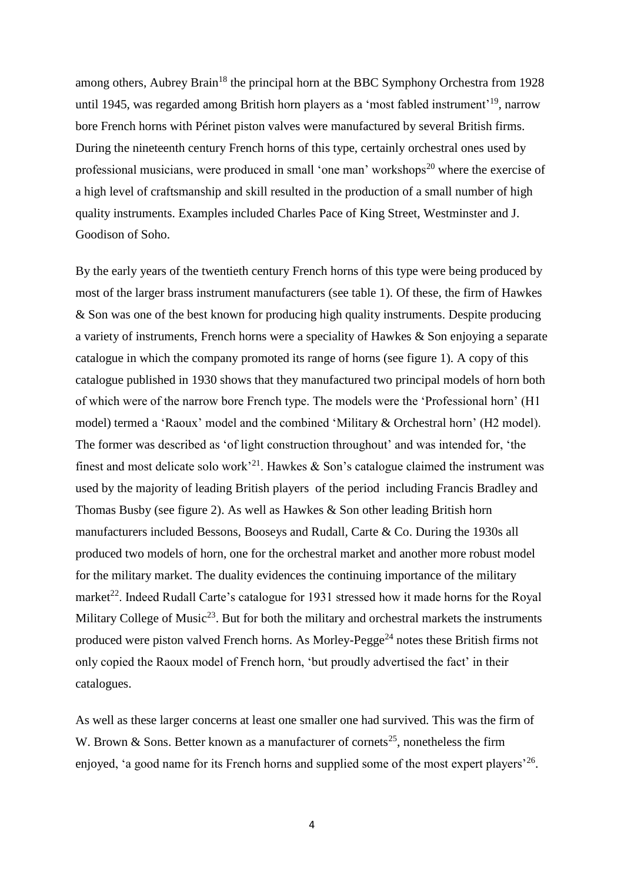among others, Aubrey Brain[18] the principal horn at the BBC Symphony Orchestra from 1928 until 1945, was regarded among British horn players as a 'most fabled instrument'[19], narrow bore French horns with Périnet piston valves were manufactured by several British firms. During the nineteenth century French horns of this type, certainly orchestral ones used by professional musicians, were produced in small 'one man' workshops[20] where the exercise of a high level of craftsmanship and skill resulted in the production of a small number of high quality instruments. Examples included Charles Pace of King Street, Westminster and J. Goodison of Soho.

By the early years of the twentieth century French horns of this type were being produced by most of the larger brass instrument manufacturers (see table 1). Of these, the firm of Hawkes & Son was one of the best known for producing high quality instruments. Despite producing a variety of instruments, French horns were a speciality of Hawkes & Son enjoying a separate catalogue in which the company promoted its range of horns (see figure 1). A copy of this catalogue published in 1930 shows that they manufactured two principal models of horn both of which were of the narrow bore French type. The models were the 'Professional horn' (H1 model) termed a 'Raoux' model and the combined 'Military & Orchestral horn' (H2 model). The former was described as 'of light construction throughout' and was intended for, 'the finest and most delicate solo work'[21]. Hawkes & Son's catalogue claimed the instrument was used by the majority of leading British players of the period including Francis Bradley and Thomas Busby (see figure 2). As well as Hawkes & Son other leading British horn manufacturers included Bessons, Booseys and Rudall, Carte & Co. During the 1930s all produced two models of horn, one for the orchestral market and another more robust model for the military market. The duality evidences the continuing importance of the military market[22]. Indeed Rudall Carte's catalogue for 1931 stressed how it made horns for the Royal Military College of Music[23]. But for both the military and orchestral markets the instruments produced were piston valved French horns. As Morley-Pegge[24] notes these British firms not only copied the Raoux model of French horn, 'but proudly advertised the fact' in their catalogues.

As well as these larger concerns at least one smaller one had survived. This was the firm of W. Brown & Sons. Better known as a manufacturer of cornets[25], nonetheless the firm enjoyed, 'a good name for its French horns and supplied some of the most expert players'[26].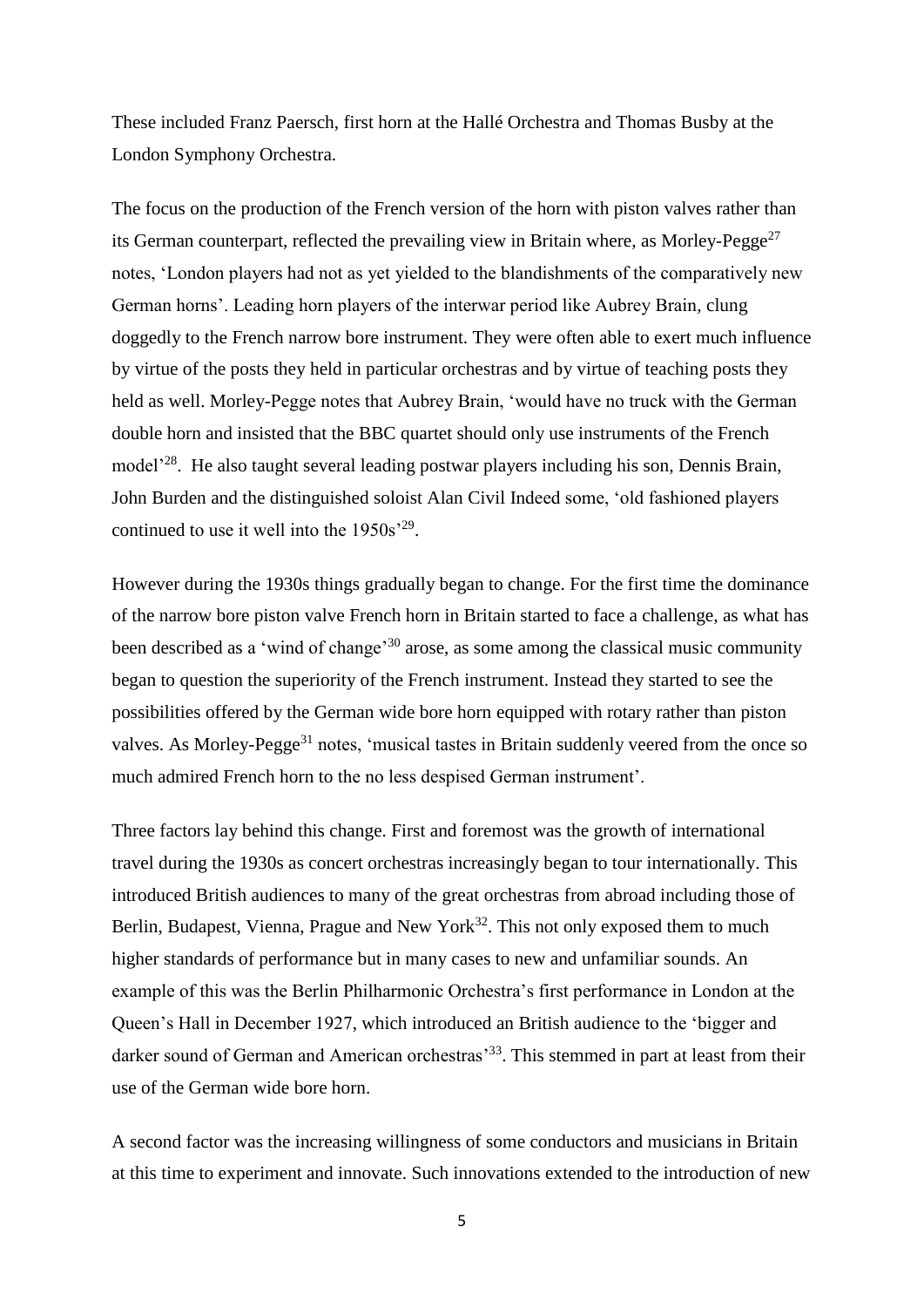These included Franz Paersch, first horn at the Hallé Orchestra and Thomas Busby at the London Symphony Orchestra.

The focus on the production of the French version of the horn with piston valves rather than its German counterpart, reflected the prevailing view in Britain where, as Morley-Pegge[27] notes, 'London players had not as yet yielded to the blandishments of the comparatively new German horns'. Leading horn players of the interwar period like Aubrey Brain, clung doggedly to the French narrow bore instrument. They were often able to exert much influence by virtue of the posts they held in particular orchestras and by virtue of teaching posts they held as well. Morley-Pegge notes that Aubrey Brain, 'would have no truck with the German double horn and insisted that the BBC quartet should only use instruments of the French model'[28]. He also taught several leading postwar players including his son, Dennis Brain, John Burden and the distinguished soloist Alan Civil Indeed some, 'old fashioned players continued to use it well into the 1950s'[29].

However during the 1930s things gradually began to change. For the first time the dominance of the narrow bore piston valve French horn in Britain started to face a challenge, as what has been described as a 'wind of change'[30] arose, as some among the classical music community began to question the superiority of the French instrument. Instead they started to see the possibilities offered by the German wide bore horn equipped with rotary rather than piston valves. As Morley-Pegge[31] notes, 'musical tastes in Britain suddenly veered from the once so much admired French horn to the no less despised German instrument'.

Three factors lay behind this change. First and foremost was the growth of international travel during the 1930s as concert orchestras increasingly began to tour internationally. This introduced British audiences to many of the great orchestras from abroad including those of Berlin, Budapest, Vienna, Prague and New York[32]. This not only exposed them to much higher standards of performance but in many cases to new and unfamiliar sounds. An example of this was the Berlin Philharmonic Orchestra's first performance in London at the Queen's Hall in December 1927, which introduced an British audience to the 'bigger and darker sound of German and American orchestras'[33]. This stemmed in part at least from their use of the German wide bore horn.

A second factor was the increasing willingness of some conductors and musicians in Britain at this time to experiment and innovate. Such innovations extended to the introduction of new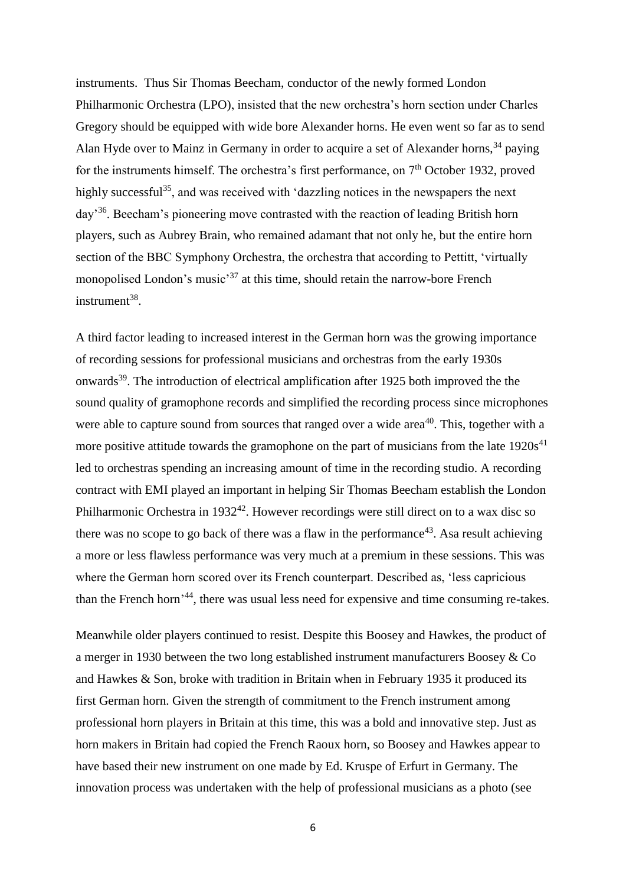instruments. Thus Sir Thomas Beecham, conductor of the newly formed London Philharmonic Orchestra (LPO), insisted that the new orchestra's horn section under Charles Gregory should be equipped with wide bore Alexander horns. He even went so far as to send Alan Hyde over to Mainz in Germany in order to acquire a set of Alexander horns,[34] paying for the instruments himself. The orchestra's first performance, on 7th October 1932, proved highly successful[35], and was received with 'dazzling notices in the newspapers the next day'[36]. Beecham's pioneering move contrasted with the reaction of leading British horn players, such as Aubrey Brain, who remained adamant that not only he, but the entire horn section of the BBC Symphony Orchestra, the orchestra that according to Pettitt, 'virtually monopolised London's music'[37] at this time, should retain the narrow-bore French instrument[38].

A third factor leading to increased interest in the German horn was the growing importance of recording sessions for professional musicians and orchestras from the early 1930s onwards[39]. The introduction of electrical amplification after 1925 both improved the the sound quality of gramophone records and simplified the recording process since microphones were able to capture sound from sources that ranged over a wide area[40]. This, together with a more positive attitude towards the gramophone on the part of musicians from the late 1920s[41] led to orchestras spending an increasing amount of time in the recording studio. A recording contract with EMI played an important in helping Sir Thomas Beecham establish the London Philharmonic Orchestra in 1932[42]. However recordings were still direct on to a wax disc so there was no scope to go back of there was a flaw in the performance[43]. Asa result achieving a more or less flawless performance was very much at a premium in these sessions. This was where the German horn scored over its French counterpart. Described as, 'less capricious than the French horn'[44], there was usual less need for expensive and time consuming re-takes.

Meanwhile older players continued to resist. Despite this Boosey and Hawkes, the product of a merger in 1930 between the two long established instrument manufacturers Boosey & Co and Hawkes & Son, broke with tradition in Britain when in February 1935 it produced its first German horn. Given the strength of commitment to the French instrument among professional horn players in Britain at this time, this was a bold and innovative step. Just as horn makers in Britain had copied the French Raoux horn, so Boosey and Hawkes appear to have based their new instrument on one made by Ed. Kruspe of Erfurt in Germany. The innovation process was undertaken with the help of professional musicians as a photo (see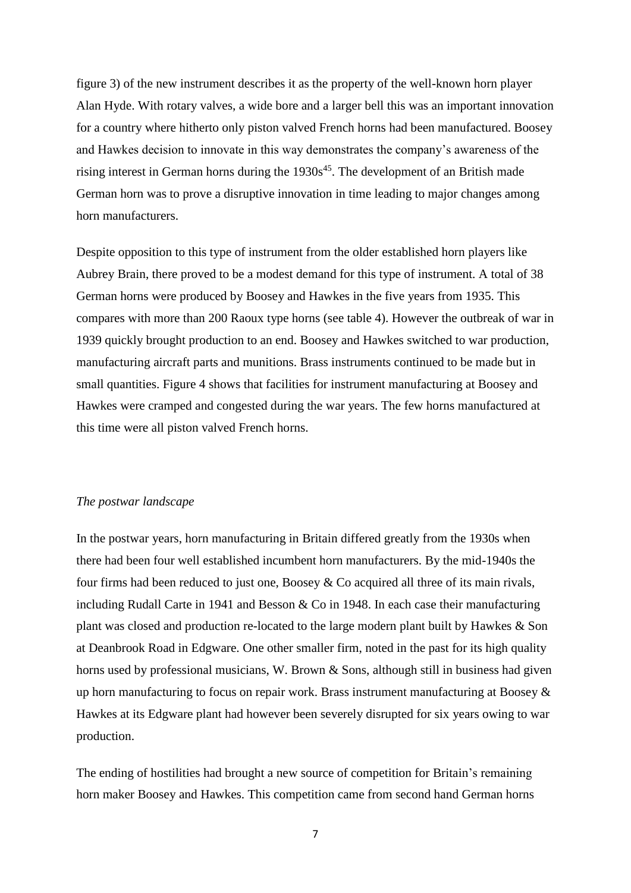figure 3) of the new instrument describes it as the property of the well-known horn player Alan Hyde. With rotary valves, a wide bore and a larger bell this was an important innovation for a country where hitherto only piston valved French horns had been manufactured. Boosey and Hawkes decision to innovate in this way demonstrates the company's awareness of the rising interest in German horns during the 1930s[45]. The development of an British made German horn was to prove a disruptive innovation in time leading to major changes among horn manufacturers.

Despite opposition to this type of instrument from the older established horn players like Aubrey Brain, there proved to be a modest demand for this type of instrument. A total of 38 German horns were produced by Boosey and Hawkes in the five years from 1935. This compares with more than 200 Raoux type horns (see table 4). However the outbreak of war in 1939 quickly brought production to an end. Boosey and Hawkes switched to war production, manufacturing aircraft parts and munitions. Brass instruments continued to be made but in small quantities. Figure 4 shows that facilities for instrument manufacturing at Boosey and Hawkes were cramped and congested during the war years. The few horns manufactured at this time were all piston valved French horns.

*The postwar landscape*

In the postwar years, horn manufacturing in Britain differed greatly from the 1930s when there had been four well established incumbent horn manufacturers. By the mid-1940s the four firms had been reduced to just one, Boosey & Co acquired all three of its main rivals, including Rudall Carte in 1941 and Besson & Co in 1948. In each case their manufacturing plant was closed and production re-located to the large modern plant built by Hawkes & Son at Deanbrook Road in Edgware. One other smaller firm, noted in the past for its high quality horns used by professional musicians, W. Brown & Sons, although still in business had given up horn manufacturing to focus on repair work. Brass instrument manufacturing at Boosey & Hawkes at its Edgware plant had however been severely disrupted for six years owing to war production.

The ending of hostilities had brought a new source of competition for Britain's remaining horn maker Boosey and Hawkes. This competition came from second hand German horns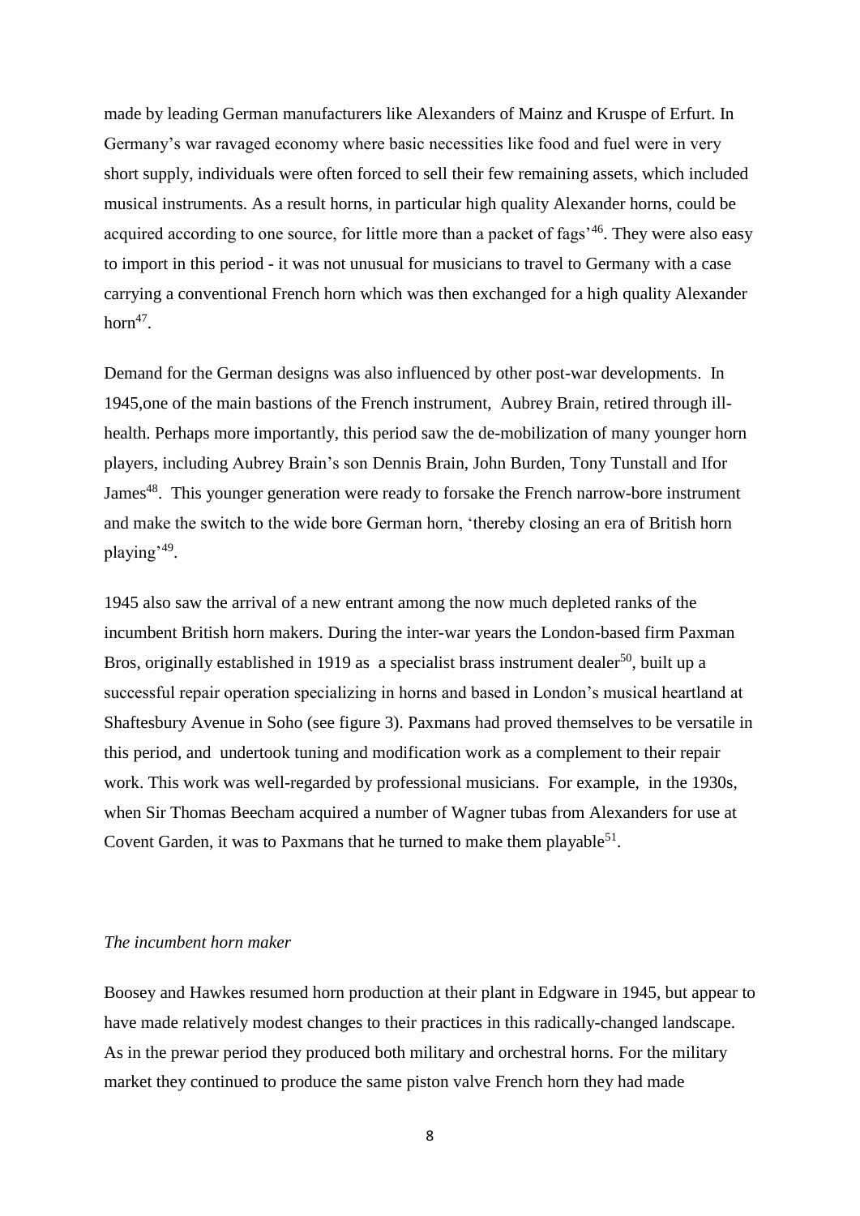made by leading German manufacturers like Alexanders of Mainz and Kruspe of Erfurt. In Germany's war ravaged economy where basic necessities like food and fuel were in very short supply, individuals were often forced to sell their few remaining assets, which included musical instruments. As a result horns, in particular high quality Alexander horns, could be acquired according to one source, for little more than a packet of fags'[46]. They were also easy to import in this period - it was not unusual for musicians to travel to Germany with a case carrying a conventional French horn which was then exchanged for a high quality Alexander horn[47].

Demand for the German designs was also influenced by other post-war developments. In 1945,one of the main bastions of the French instrument, Aubrey Brain, retired through ill-health. Perhaps more importantly, this period saw the de-mobilization of many younger horn players, including Aubrey Brain's son Dennis Brain, John Burden, Tony Tunstall and Ifor James[48]. This younger generation were ready to forsake the French narrow-bore instrument and make the switch to the wide bore German horn, 'thereby closing an era of British horn playing'[49].

1945 also saw the arrival of a new entrant among the now much depleted ranks of the incumbent British horn makers. During the inter-war years the London-based firm Paxman Bros, originally established in 1919 as a specialist brass instrument dealer[50], built up a successful repair operation specializing in horns and based in London's musical heartland at Shaftesbury Avenue in Soho (see figure 3). Paxmans had proved themselves to be versatile in this period, and undertook tuning and modification work as a complement to their repair work. This work was well-regarded by professional musicians. For example, in the 1930s, when Sir Thomas Beecham acquired a number of Wagner tubas from Alexanders for use at Covent Garden, it was to Paxmans that he turned to make them playable[51].

*The incumbent horn maker*

Boosey and Hawkes resumed horn production at their plant in Edgware in 1945, but appear to have made relatively modest changes to their practices in this radically-changed landscape. As in the prewar period they produced both military and orchestral horns. For the military market they continued to produce the same piston valve French horn they had made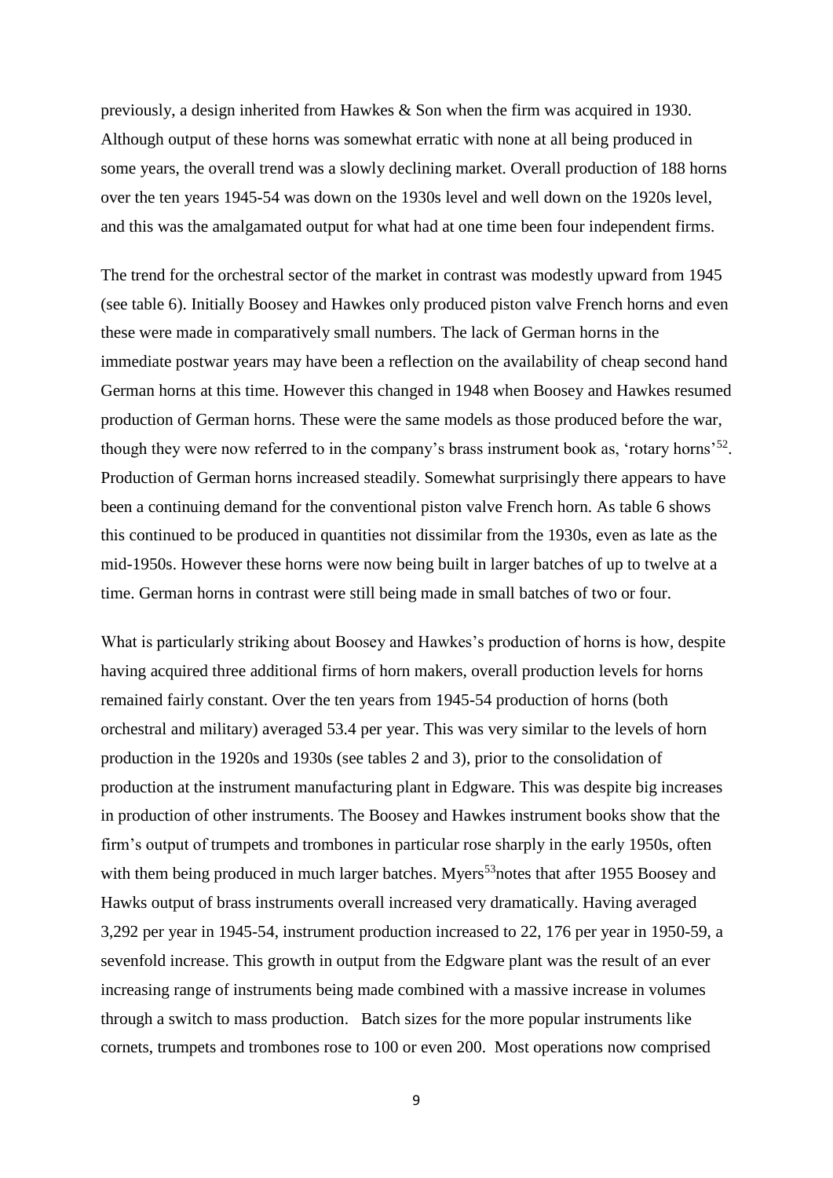previously, a design inherited from Hawkes & Son when the firm was acquired in 1930. Although output of these horns was somewhat erratic with none at all being produced in some years, the overall trend was a slowly declining market. Overall production of 188 horns over the ten years 1945-54 was down on the 1930s level and well down on the 1920s level, and this was the amalgamated output for what had at one time been four independent firms.

The trend for the orchestral sector of the market in contrast was modestly upward from 1945 (see table 6). Initially Boosey and Hawkes only produced piston valve French horns and even these were made in comparatively small numbers. The lack of German horns in the immediate postwar years may have been a reflection on the availability of cheap second hand German horns at this time. However this changed in 1948 when Boosey and Hawkes resumed production of German horns. These were the same models as those produced before the war, though they were now referred to in the company's brass instrument book as, 'rotary horns'[52]. Production of German horns increased steadily. Somewhat surprisingly there appears to have been a continuing demand for the conventional piston valve French horn. As table 6 shows this continued to be produced in quantities not dissimilar from the 1930s, even as late as the mid-1950s. However these horns were now being built in larger batches of up to twelve at a time. German horns in contrast were still being made in small batches of two or four.

What is particularly striking about Boosey and Hawkes's production of horns is how, despite having acquired three additional firms of horn makers, overall production levels for horns remained fairly constant. Over the ten years from 1945-54 production of horns (both orchestral and military) averaged 53.4 per year. This was very similar to the levels of horn production in the 1920s and 1930s (see tables 2 and 3), prior to the consolidation of production at the instrument manufacturing plant in Edgware. This was despite big increases in production of other instruments. The Boosey and Hawkes instrument books show that the firm's output of trumpets and trombones in particular rose sharply in the early 1950s, often with them being produced in much larger batches. Myers[53]notes that after 1955 Boosey and Hawks output of brass instruments overall increased very dramatically. Having averaged 3,292 per year in 1945-54, instrument production increased to 22, 176 per year in 1950-59, a sevenfold increase. This growth in output from the Edgware plant was the result of an ever increasing range of instruments being made combined with a massive increase in volumes through a switch to mass production. Batch sizes for the more popular instruments like cornets, trumpets and trombones rose to 100 or even 200. Most operations now comprised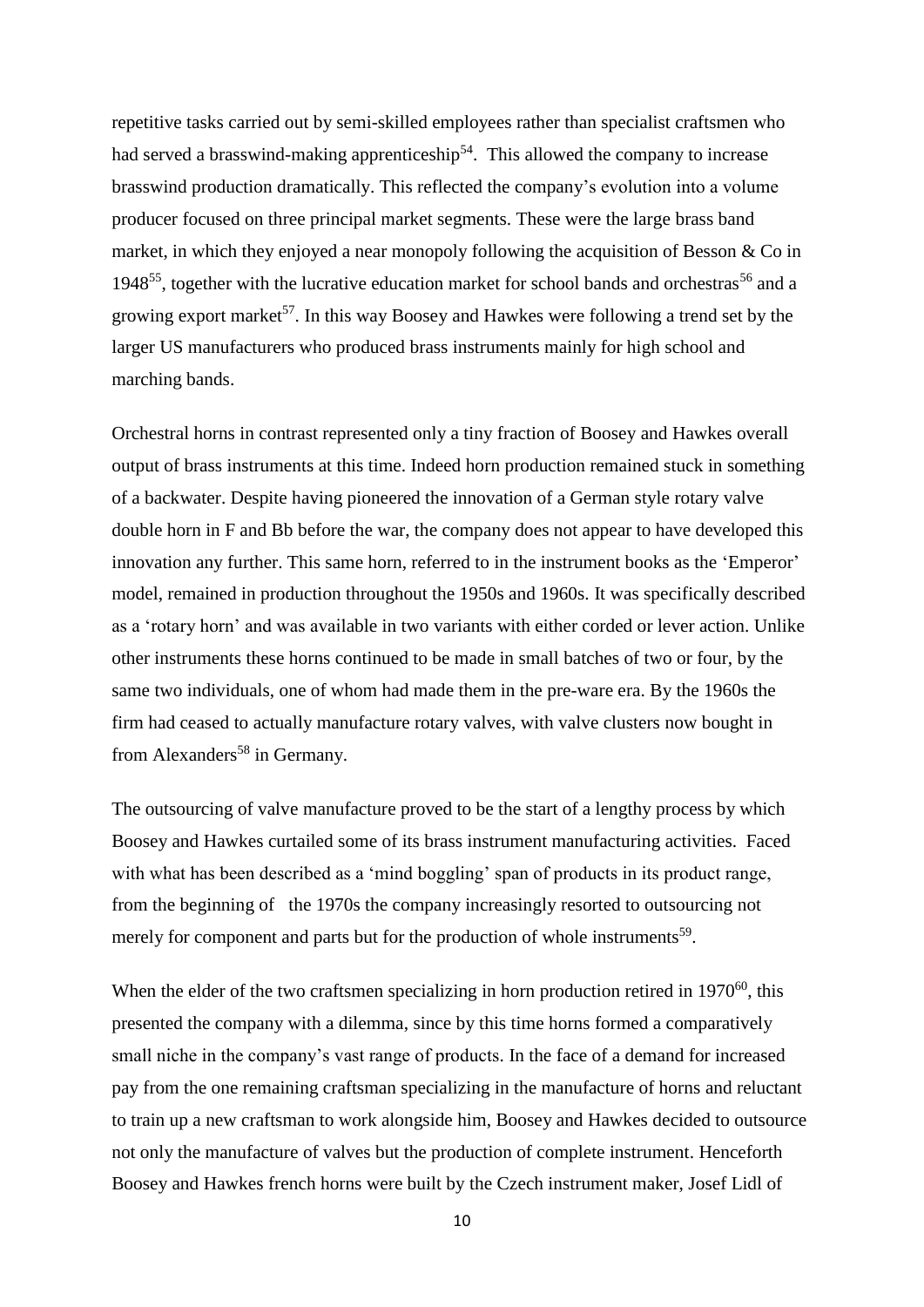repetitive tasks carried out by semi-skilled employees rather than specialist craftsmen who had served a brasswind-making apprenticeship[54]. This allowed the company to increase brasswind production dramatically. This reflected the company's evolution into a volume producer focused on three principal market segments. These were the large brass band market, in which they enjoyed a near monopoly following the acquisition of Besson & Co in 1948[55], together with the lucrative education market for school bands and orchestras[56] and a growing export market[57]. In this way Boosey and Hawkes were following a trend set by the larger US manufacturers who produced brass instruments mainly for high school and marching bands.

Orchestral horns in contrast represented only a tiny fraction of Boosey and Hawkes overall output of brass instruments at this time. Indeed horn production remained stuck in something of a backwater. Despite having pioneered the innovation of a German style rotary valve double horn in F and Bb before the war, the company does not appear to have developed this innovation any further. This same horn, referred to in the instrument books as the 'Emperor' model, remained in production throughout the 1950s and 1960s. It was specifically described as a 'rotary horn' and was available in two variants with either corded or lever action. Unlike other instruments these horns continued to be made in small batches of two or four, by the same two individuals, one of whom had made them in the pre-ware era. By the 1960s the firm had ceased to actually manufacture rotary valves, with valve clusters now bought in from Alexanders[58] in Germany.

The outsourcing of valve manufacture proved to be the start of a lengthy process by which Boosey and Hawkes curtailed some of its brass instrument manufacturing activities. Faced with what has been described as a 'mind boggling' span of products in its product range, from the beginning of the 1970s the company increasingly resorted to outsourcing not merely for component and parts but for the production of whole instruments[59].

When the elder of the two craftsmen specializing in horn production retired in 1970[60], this presented the company with a dilemma, since by this time horns formed a comparatively small niche in the company's vast range of products. In the face of a demand for increased pay from the one remaining craftsman specializing in the manufacture of horns and reluctant to train up a new craftsman to work alongside him, Boosey and Hawkes decided to outsource not only the manufacture of valves but the production of complete instrument. Henceforth Boosey and Hawkes french horns were built by the Czech instrument maker, Josef Lidl of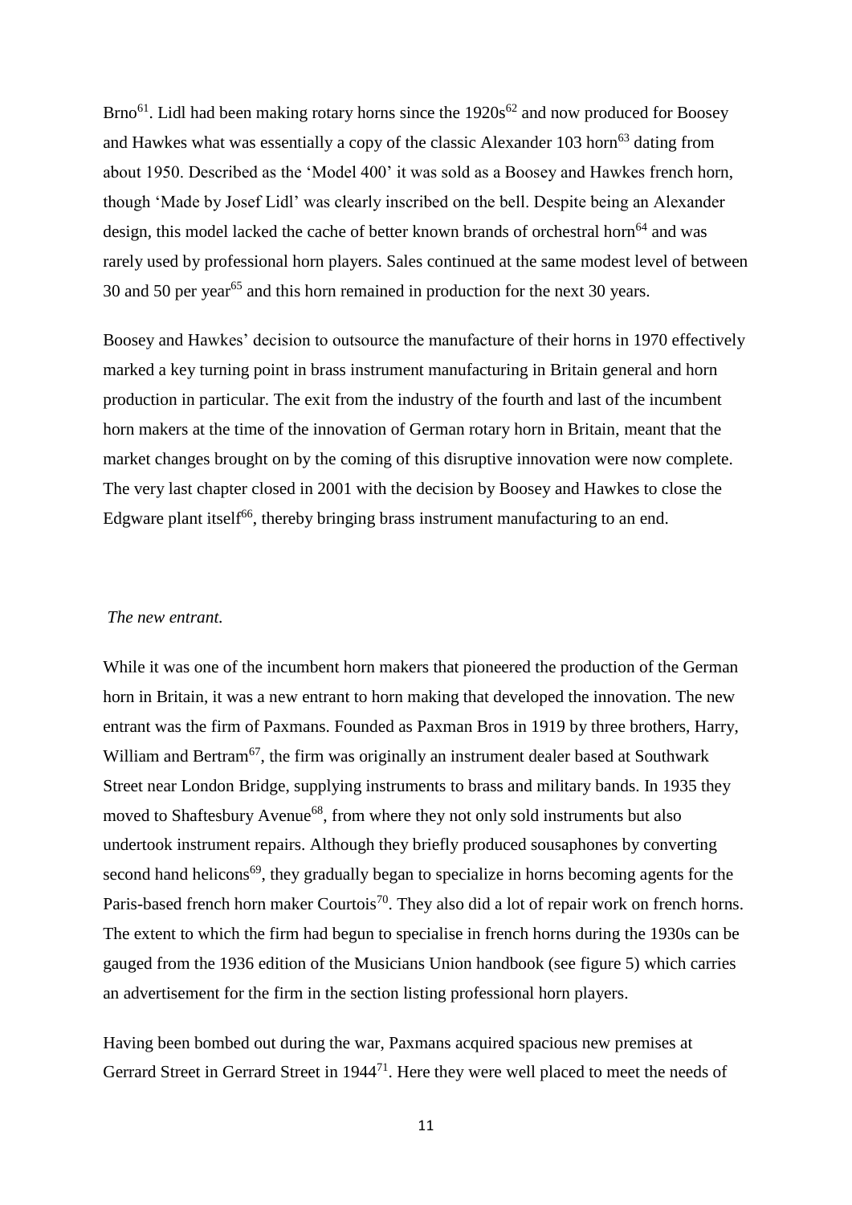Brno[61]. Lidl had been making rotary horns since the 1920s[62] and now produced for Boosey and Hawkes what was essentially a copy of the classic Alexander 103 horn[63] dating from about 1950. Described as the 'Model 400' it was sold as a Boosey and Hawkes french horn, though 'Made by Josef Lidl' was clearly inscribed on the bell. Despite being an Alexander design, this model lacked the cache of better known brands of orchestral horn[64] and was rarely used by professional horn players. Sales continued at the same modest level of between 30 and 50 per year[65] and this horn remained in production for the next 30 years.

Boosey and Hawkes' decision to outsource the manufacture of their horns in 1970 effectively marked a key turning point in brass instrument manufacturing in Britain general and horn production in particular. The exit from the industry of the fourth and last of the incumbent horn makers at the time of the innovation of German rotary horn in Britain, meant that the market changes brought on by the coming of this disruptive innovation were now complete. The very last chapter closed in 2001 with the decision by Boosey and Hawkes to close the Edgware plant itself[66], thereby bringing brass instrument manufacturing to an end.

*The new entrant.*

While it was one of the incumbent horn makers that pioneered the production of the German horn in Britain, it was a new entrant to horn making that developed the innovation. The new entrant was the firm of Paxmans. Founded as Paxman Bros in 1919 by three brothers, Harry, William and Bertram[67], the firm was originally an instrument dealer based at Southwark Street near London Bridge, supplying instruments to brass and military bands. In 1935 they moved to Shaftesbury Avenue[68], from where they not only sold instruments but also undertook instrument repairs. Although they briefly produced sousaphones by converting second hand helicons[69], they gradually began to specialize in horns becoming agents for the Paris-based french horn maker Courtois[70]. They also did a lot of repair work on french horns. The extent to which the firm had begun to specialise in french horns during the 1930s can be gauged from the 1936 edition of the Musicians Union handbook (see figure 5) which carries an advertisement for the firm in the section listing professional horn players.

Having been bombed out during the war, Paxmans acquired spacious new premises at Gerrard Street in Gerrard Street in 1944[71]. Here they were well placed to meet the needs of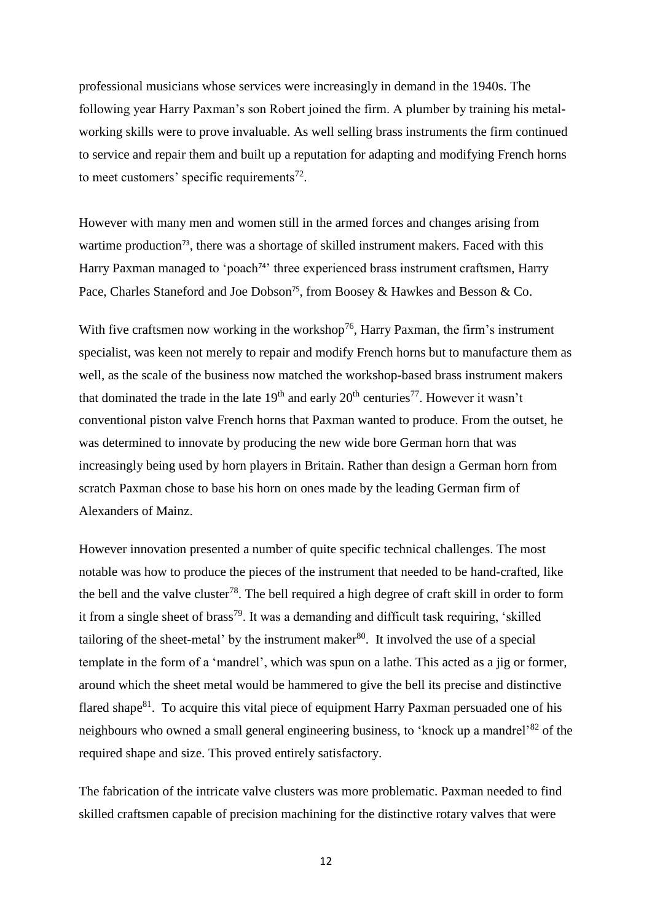professional musicians whose services were increasingly in demand in the 1940s. The following year Harry Paxman's son Robert joined the firm. A plumber by training his metal-working skills were to prove invaluable. As well selling brass instruments the firm continued to service and repair them and built up a reputation for adapting and modifying French horns to meet customers' specific requirements[72].

However with many men and women still in the armed forces and changes arising from wartime production[73], there was a shortage of skilled instrument makers. Faced with this Harry Paxman managed to 'poach[74]' three experienced brass instrument craftsmen, Harry Pace, Charles Staneford and Joe Dobson[75], from Boosey & Hawkes and Besson & Co.

With five craftsmen now working in the workshop[76], Harry Paxman, the firm's instrument specialist, was keen not merely to repair and modify French horns but to manufacture them as well, as the scale of the business now matched the workshop-based brass instrument makers that dominated the trade in the late 19th and early 20th centuries[77]. However it wasn't conventional piston valve French horns that Paxman wanted to produce. From the outset, he was determined to innovate by producing the new wide bore German horn that was increasingly being used by horn players in Britain. Rather than design a German horn from scratch Paxman chose to base his horn on ones made by the leading German firm of Alexanders of Mainz.

However innovation presented a number of quite specific technical challenges. The most notable was how to produce the pieces of the instrument that needed to be hand-crafted, like the bell and the valve cluster[78]. The bell required a high degree of craft skill in order to form it from a single sheet of brass[79]. It was a demanding and difficult task requiring, 'skilled tailoring of the sheet-metal' by the instrument maker[80]. It involved the use of a special template in the form of a 'mandrel', which was spun on a lathe. This acted as a jig or former, around which the sheet metal would be hammered to give the bell its precise and distinctive flared shape[81]. To acquire this vital piece of equipment Harry Paxman persuaded one of his neighbours who owned a small general engineering business, to 'knock up a mandrel'[82] of the required shape and size. This proved entirely satisfactory.

The fabrication of the intricate valve clusters was more problematic. Paxman needed to find skilled craftsmen capable of precision machining for the distinctive rotary valves that were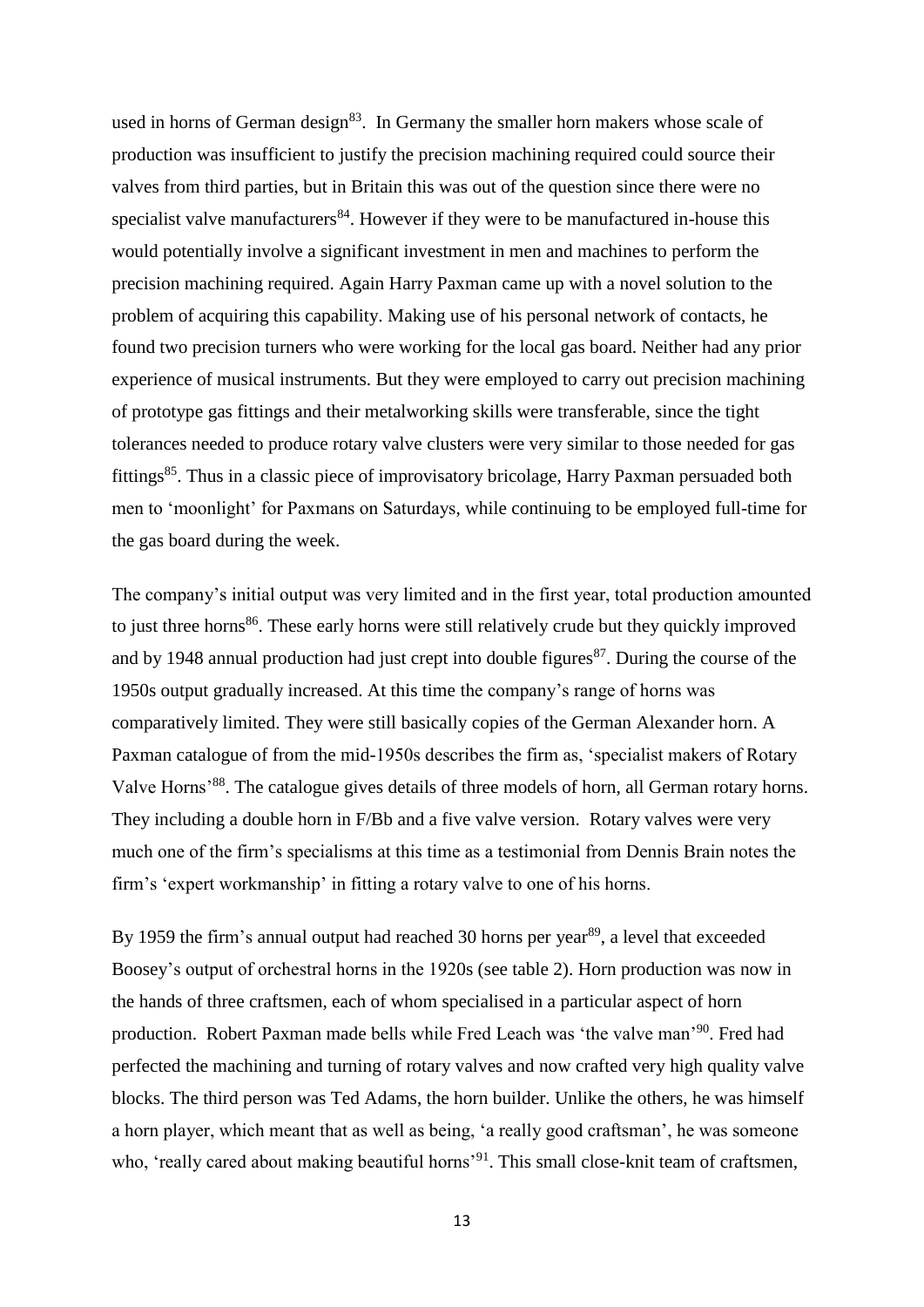used in horns of German design[83]. In Germany the smaller horn makers whose scale of production was insufficient to justify the precision machining required could source their valves from third parties, but in Britain this was out of the question since there were no specialist valve manufacturers[84]. However if they were to be manufactured in-house this would potentially involve a significant investment in men and machines to perform the precision machining required. Again Harry Paxman came up with a novel solution to the problem of acquiring this capability. Making use of his personal network of contacts, he found two precision turners who were working for the local gas board. Neither had any prior experience of musical instruments. But they were employed to carry out precision machining of prototype gas fittings and their metalworking skills were transferable, since the tight tolerances needed to produce rotary valve clusters were very similar to those needed for gas fittings[85]. Thus in a classic piece of improvisatory bricolage, Harry Paxman persuaded both men to 'moonlight' for Paxmans on Saturdays, while continuing to be employed full-time for the gas board during the week.

The company's initial output was very limited and in the first year, total production amounted to just three horns[86]. These early horns were still relatively crude but they quickly improved and by 1948 annual production had just crept into double figures[87]. During the course of the 1950s output gradually increased. At this time the company's range of horns was comparatively limited. They were still basically copies of the German Alexander horn. A Paxman catalogue of from the mid-1950s describes the firm as, 'specialist makers of Rotary Valve Horns'[88]. The catalogue gives details of three models of horn, all German rotary horns. They including a double horn in F/Bb and a five valve version. Rotary valves were very much one of the firm's specialisms at this time as a testimonial from Dennis Brain notes the firm's 'expert workmanship' in fitting a rotary valve to one of his horns.

By 1959 the firm's annual output had reached 30 horns per year[89], a level that exceeded Boosey's output of orchestral horns in the 1920s (see table 2). Horn production was now in the hands of three craftsmen, each of whom specialised in a particular aspect of horn production. Robert Paxman made bells while Fred Leach was 'the valve man'[90]. Fred had perfected the machining and turning of rotary valves and now crafted very high quality valve blocks. The third person was Ted Adams, the horn builder. Unlike the others, he was himself a horn player, which meant that as well as being, 'a really good craftsman', he was someone who, 'really cared about making beautiful horns'[91]. This small close-knit team of craftsmen,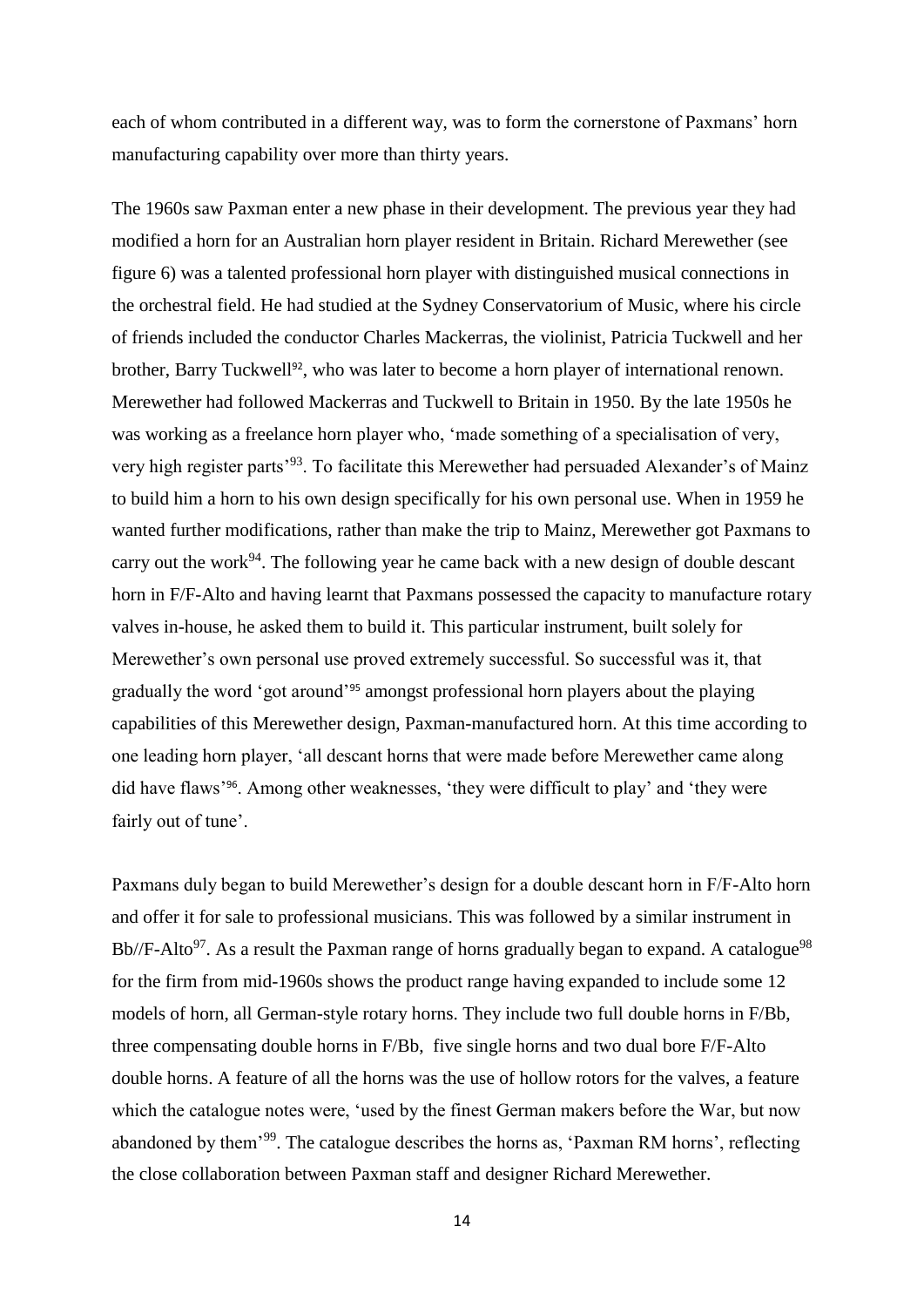each of whom contributed in a different way, was to form the cornerstone of Paxmans' horn manufacturing capability over more than thirty years.

The 1960s saw Paxman enter a new phase in their development. The previous year they had modified a horn for an Australian horn player resident in Britain. Richard Merewether (see figure 6) was a talented professional horn player with distinguished musical connections in the orchestral field. He had studied at the Sydney Conservatorium of Music, where his circle of friends included the conductor Charles Mackerras, the violinist, Patricia Tuckwell and her brother, Barry Tuckwell[92], who was later to become a horn player of international renown. Merewether had followed Mackerras and Tuckwell to Britain in 1950. By the late 1950s he was working as a freelance horn player who, 'made something of a specialisation of very, very high register parts'[93]. To facilitate this Merewether had persuaded Alexander's of Mainz to build him a horn to his own design specifically for his own personal use. When in 1959 he wanted further modifications, rather than make the trip to Mainz, Merewether got Paxmans to carry out the work[94]. The following year he came back with a new design of double descant horn in F/F-Alto and having learnt that Paxmans possessed the capacity to manufacture rotary valves in-house, he asked them to build it. This particular instrument, built solely for Merewether's own personal use proved extremely successful. So successful was it, that gradually the word 'got around'[95] amongst professional horn players about the playing capabilities of this Merewether design, Paxman-manufactured horn. At this time according to one leading horn player, 'all descant horns that were made before Merewether came along did have flaws'[96]. Among other weaknesses, 'they were difficult to play' and 'they were fairly out of tune'.

Paxmans duly began to build Merewether's design for a double descant horn in F/F-Alto horn and offer it for sale to professional musicians. This was followed by a similar instrument in Bb//F-Alto[97]. As a result the Paxman range of horns gradually began to expand. A catalogue[98] for the firm from mid-1960s shows the product range having expanded to include some 12 models of horn, all German-style rotary horns. They include two full double horns in F/Bb, three compensating double horns in F/Bb, five single horns and two dual bore F/F-Alto double horns. A feature of all the horns was the use of hollow rotors for the valves, a feature which the catalogue notes were, 'used by the finest German makers before the War, but now abandoned by them'[99]. The catalogue describes the horns as, 'Paxman RM horns', reflecting the close collaboration between Paxman staff and designer Richard Merewether.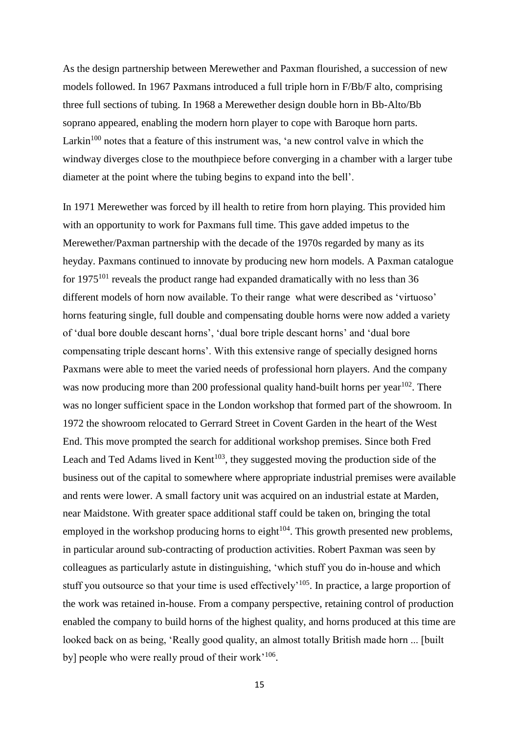As the design partnership between Merewether and Paxman flourished, a succession of new models followed. In 1967 Paxmans introduced a full triple horn in F/Bb/F alto, comprising three full sections of tubing. In 1968 a Merewether design double horn in Bb-Alto/Bb soprano appeared, enabling the modern horn player to cope with Baroque horn parts. Larkin[100] notes that a feature of this instrument was, 'a new control valve in which the windway diverges close to the mouthpiece before converging in a chamber with a larger tube diameter at the point where the tubing begins to expand into the bell'.

In 1971 Merewether was forced by ill health to retire from horn playing. This provided him with an opportunity to work for Paxmans full time. This gave added impetus to the Merewether/Paxman partnership with the decade of the 1970s regarded by many as its heyday. Paxmans continued to innovate by producing new horn models. A Paxman catalogue for 1975[101] reveals the product range had expanded dramatically with no less than 36 different models of horn now available. To their range what were described as 'virtuoso' horns featuring single, full double and compensating double horns were now added a variety of 'dual bore double descant horns', 'dual bore triple descant horns' and 'dual bore compensating triple descant horns'. With this extensive range of specially designed horns Paxmans were able to meet the varied needs of professional horn players. And the company was now producing more than 200 professional quality hand-built horns per year[102]. There was no longer sufficient space in the London workshop that formed part of the showroom. In 1972 the showroom relocated to Gerrard Street in Covent Garden in the heart of the West End. This move prompted the search for additional workshop premises. Since both Fred Leach and Ted Adams lived in Kent[103], they suggested moving the production side of the business out of the capital to somewhere where appropriate industrial premises were available and rents were lower. A small factory unit was acquired on an industrial estate at Marden, near Maidstone. With greater space additional staff could be taken on, bringing the total employed in the workshop producing horns to eight[104]. This growth presented new problems, in particular around sub-contracting of production activities. Robert Paxman was seen by colleagues as particularly astute in distinguishing, 'which stuff you do in-house and which stuff you outsource so that your time is used effectively'[105]. In practice, a large proportion of the work was retained in-house. From a company perspective, retaining control of production enabled the company to build horns of the highest quality, and horns produced at this time are looked back on as being, 'Really good quality, an almost totally British made horn ... [built by] people who were really proud of their work'[106].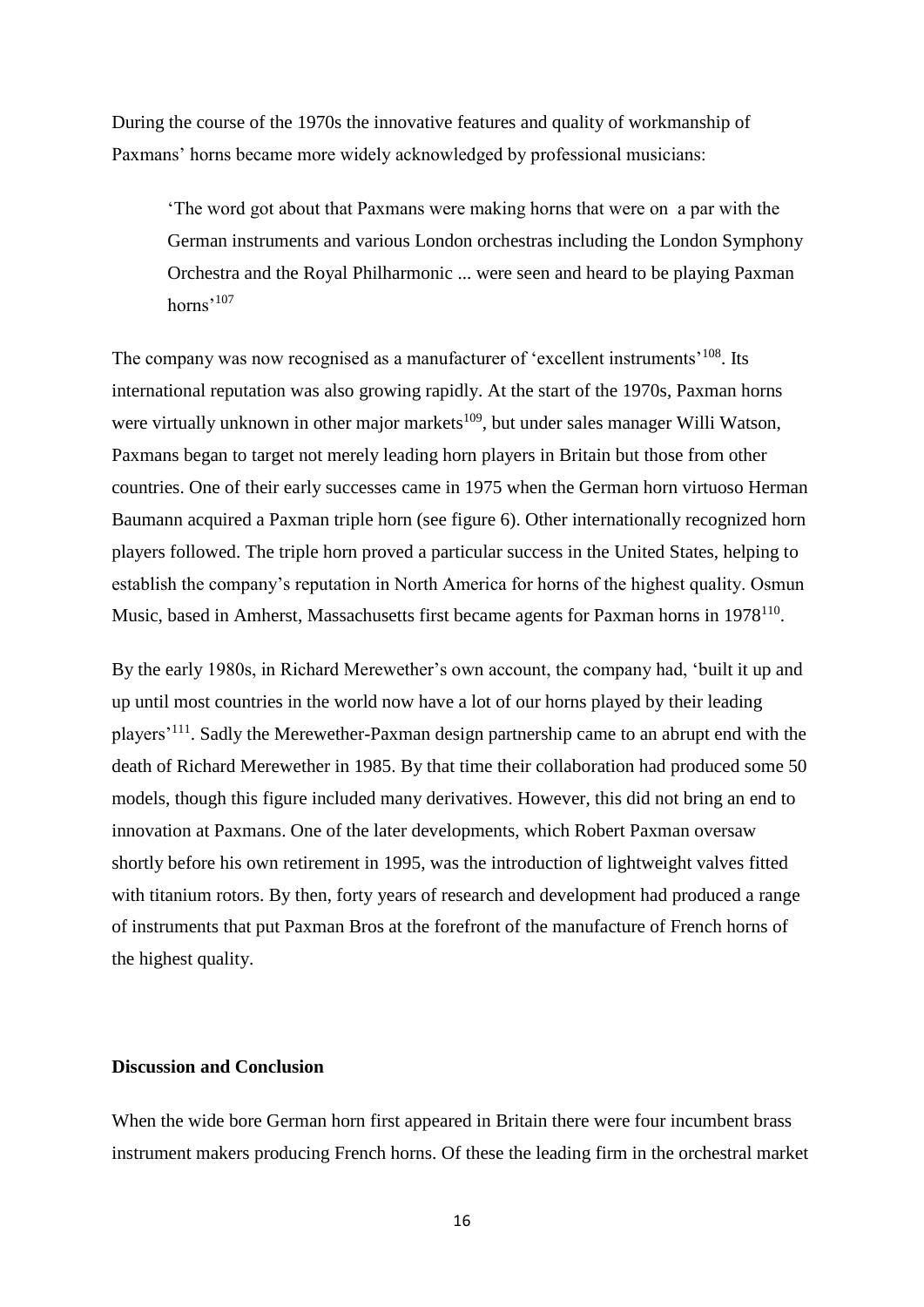During the course of the 1970s the innovative features and quality of workmanship of Paxmans' horns became more widely acknowledged by professional musicians:

> 'The word got about that Paxmans were making horns that were on a par with the German instruments and various London orchestras including the London Symphony Orchestra and the Royal Philharmonic ... were seen and heard to be playing Paxman horns'[107]

The company was now recognised as a manufacturer of 'excellent instruments'[108]. Its international reputation was also growing rapidly. At the start of the 1970s, Paxman horns were virtually unknown in other major markets[109], but under sales manager Willi Watson, Paxmans began to target not merely leading horn players in Britain but those from other countries. One of their early successes came in 1975 when the German horn virtuoso Herman Baumann acquired a Paxman triple horn (see figure 6). Other internationally recognized horn players followed. The triple horn proved a particular success in the United States, helping to establish the company's reputation in North America for horns of the highest quality. Osmun Music, based in Amherst, Massachusetts first became agents for Paxman horns in 1978[110].

By the early 1980s, in Richard Merewether's own account, the company had, 'built it up and up until most countries in the world now have a lot of our horns played by their leading players'[111]. Sadly the Merewether-Paxman design partnership came to an abrupt end with the death of Richard Merewether in 1985. By that time their collaboration had produced some 50 models, though this figure included many derivatives. However, this did not bring an end to innovation at Paxmans. One of the later developments, which Robert Paxman oversaw shortly before his own retirement in 1995, was the introduction of lightweight valves fitted with titanium rotors. By then, forty years of research and development had produced a range of instruments that put Paxman Bros at the forefront of the manufacture of French horns of the highest quality.

## Discussion and Conclusion

When the wide bore German horn first appeared in Britain there were four incumbent brass instrument makers producing French horns. Of these the leading firm in the orchestral market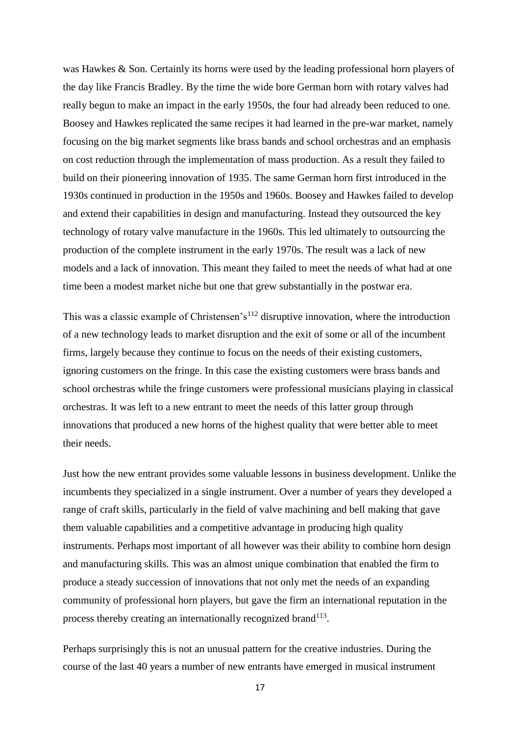was Hawkes & Son. Certainly its horns were used by the leading professional horn players of the day like Francis Bradley. By the time the wide bore German horn with rotary valves had really begun to make an impact in the early 1950s, the four had already been reduced to one. Boosey and Hawkes replicated the same recipes it had learned in the pre-war market, namely focusing on the big market segments like brass bands and school orchestras and an emphasis on cost reduction through the implementation of mass production. As a result they failed to build on their pioneering innovation of 1935. The same German horn first introduced in the 1930s continued in production in the 1950s and 1960s. Boosey and Hawkes failed to develop and extend their capabilities in design and manufacturing. Instead they outsourced the key technology of rotary valve manufacture in the 1960s. This led ultimately to outsourcing the production of the complete instrument in the early 1970s. The result was a lack of new models and a lack of innovation. This meant they failed to meet the needs of what had at one time been a modest market niche but one that grew substantially in the postwar era.

This was a classic example of Christensen's[112] disruptive innovation, where the introduction of a new technology leads to market disruption and the exit of some or all of the incumbent firms, largely because they continue to focus on the needs of their existing customers, ignoring customers on the fringe. In this case the existing customers were brass bands and school orchestras while the fringe customers were professional musicians playing in classical orchestras. It was left to a new entrant to meet the needs of this latter group through innovations that produced a new horns of the highest quality that were better able to meet their needs.

Just how the new entrant provides some valuable lessons in business development. Unlike the incumbents they specialized in a single instrument. Over a number of years they developed a range of craft skills, particularly in the field of valve machining and bell making that gave them valuable capabilities and a competitive advantage in producing high quality instruments. Perhaps most important of all however was their ability to combine horn design and manufacturing skills. This was an almost unique combination that enabled the firm to produce a steady succession of innovations that not only met the needs of an expanding community of professional horn players, but gave the firm an international reputation in the process thereby creating an internationally recognized brand[113].

Perhaps surprisingly this is not an unusual pattern for the creative industries. During the course of the last 40 years a number of new entrants have emerged in musical instrument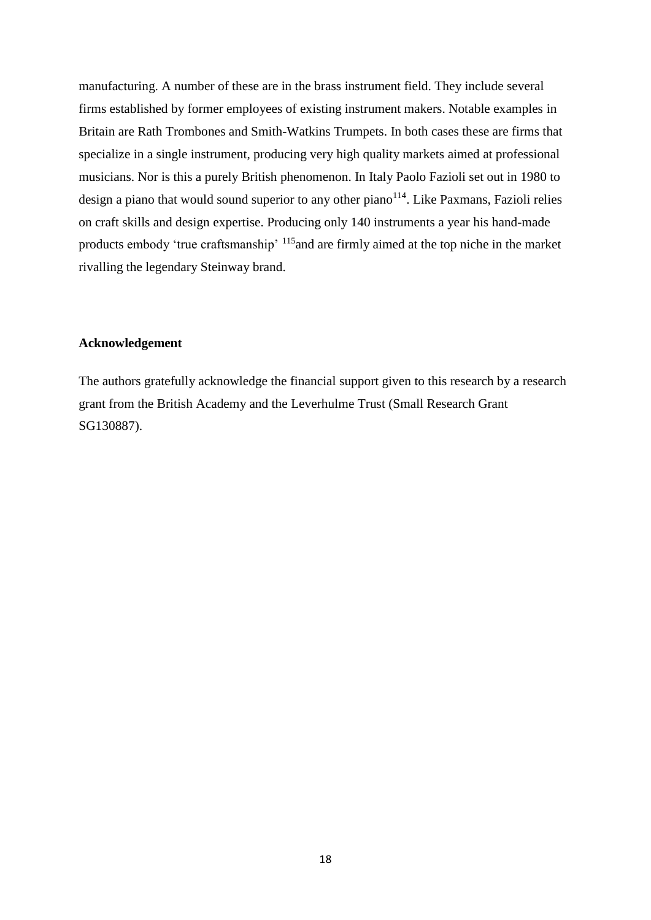manufacturing. A number of these are in the brass instrument field. They include several firms established by former employees of existing instrument makers. Notable examples in Britain are Rath Trombones and Smith-Watkins Trumpets. In both cases these are firms that specialize in a single instrument, producing very high quality markets aimed at professional musicians. Nor is this a purely British phenomenon. In Italy Paolo Fazioli set out in 1980 to design a piano that would sound superior to any other piano[114]. Like Paxmans, Fazioli relies on craft skills and design expertise. Producing only 140 instruments a year his hand-made products embody 'true craftsmanship' [115]and are firmly aimed at the top niche in the market rivalling the legendary Steinway brand.

**Acknowledgement**

The authors gratefully acknowledge the financial support given to this research by a research grant from the British Academy and the Leverhulme Trust (Small Research Grant SG130887).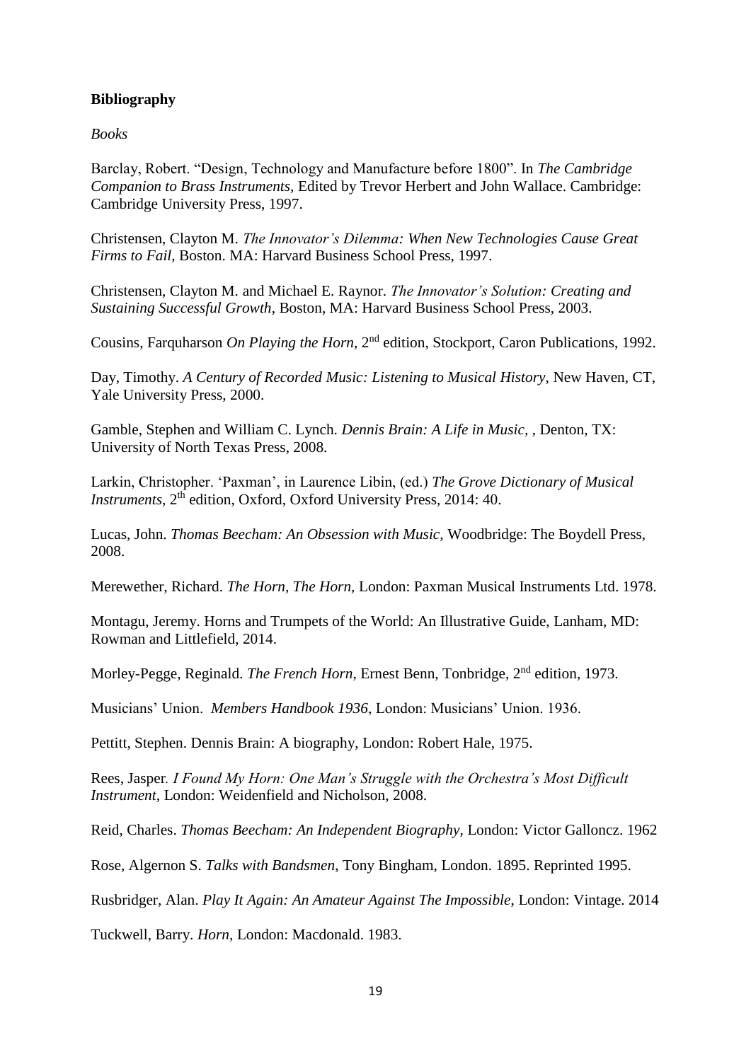**Bibliography**

*Books*

Barclay, Robert. "Design, Technology and Manufacture before 1800". In *The Cambridge Companion to Brass Instruments,* Edited by Trevor Herbert and John Wallace. Cambridge: Cambridge University Press, 1997.

Christensen, Clayton M. *The Innovator's Dilemma: When New Technologies Cause Great Firms to Fail*, Boston. MA: Harvard Business School Press, 1997.

Christensen, Clayton M. and Michael E. Raynor. *The Innovator's Solution: Creating and Sustaining Successful Growth*, Boston, MA: Harvard Business School Press, 2003.

Cousins, Farquharson *On Playing the Horn*, 2nd edition, Stockport, Caron Publications, 1992.

Day, Timothy. *A Century of Recorded Music: Listening to Musical History*, New Haven, CT, Yale University Press, 2000.

Gamble, Stephen and William C. Lynch. *Dennis Brain: A Life in Music*, , Denton, TX: University of North Texas Press, 2008.

Larkin, Christopher. 'Paxman', in Laurence Libin, (ed.) *The Grove Dictionary of Musical Instruments*, 2th edition, Oxford, Oxford University Press, 2014: 40.

Lucas, John. *Thomas Beecham: An Obsession with Music,* Woodbridge: The Boydell Press, 2008.

Merewether, Richard. *The Horn, The Horn,* London: Paxman Musical Instruments Ltd. 1978.

Montagu, Jeremy. Horns and Trumpets of the World: An Illustrative Guide, Lanham, MD: Rowman and Littlefield, 2014.

Morley-Pegge, Reginald. *The French Horn*, Ernest Benn, Tonbridge, 2nd edition, 1973.

Musicians' Union. *Members Handbook 1936*, London: Musicians' Union. 1936.

Pettitt, Stephen. Dennis Brain: A biography, London: Robert Hale, 1975.

Rees, Jasper. *I Found My Horn: One Man's Struggle with the Orchestra's Most Difficult Instrument,* London: Weidenfield and Nicholson, 2008.

Reid, Charles. *Thomas Beecham: An Independent Biography*, London: Victor Galloncz. 1962

Rose, Algernon S. *Talks with Bandsmen,* Tony Bingham, London. 1895. Reprinted 1995.

Rusbridger, Alan. *Play It Again: An Amateur Against The Impossible*, London: Vintage. 2014

Tuckwell, Barry. *Horn,* London: Macdonald. 1983.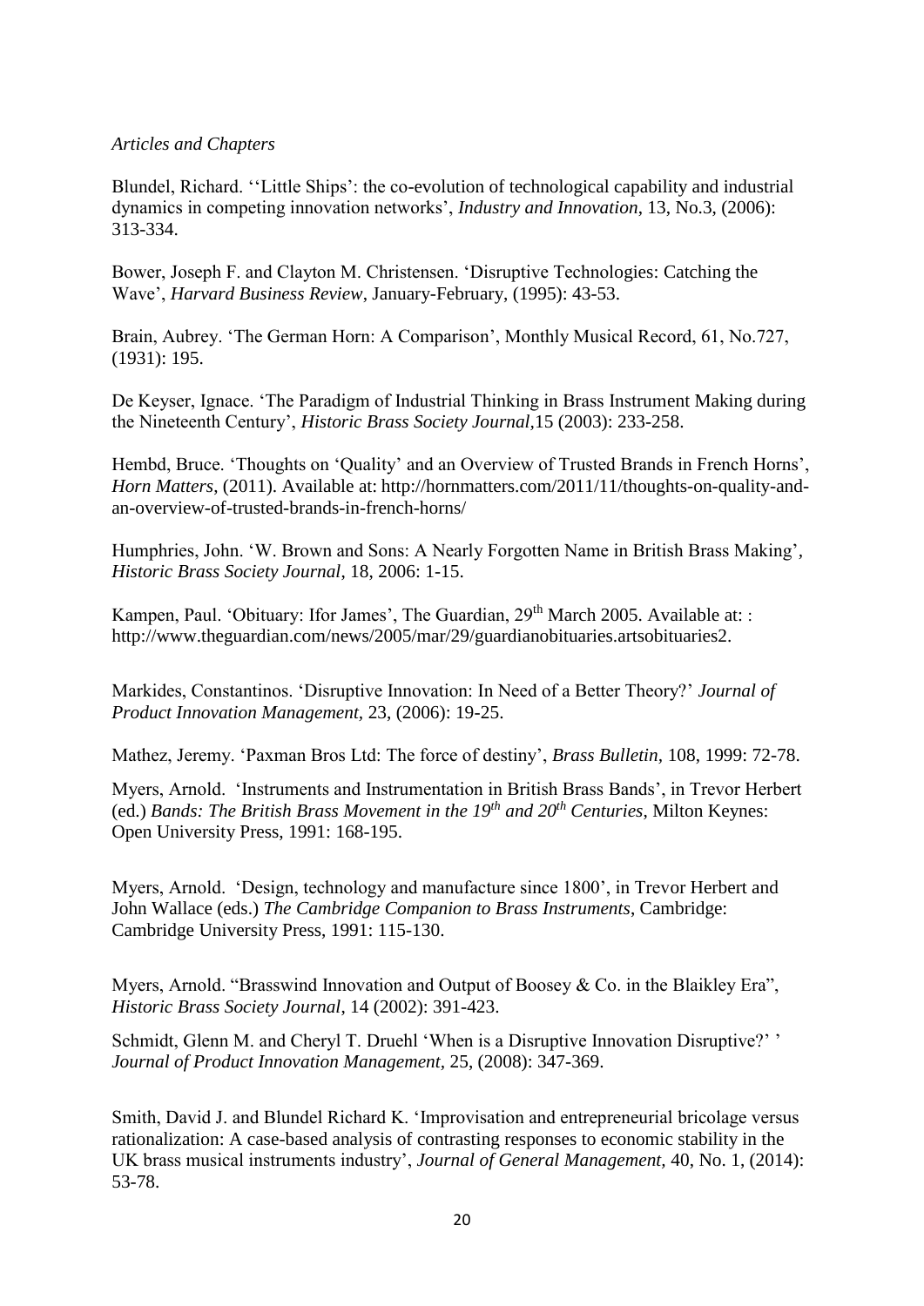*Articles and Chapters*

Blundel, Richard. ''Little Ships': the co-evolution of technological capability and industrial dynamics in competing innovation networks', *Industry and Innovation*, 13, No.3, (2006): 313-334.

Bower, Joseph F. and Clayton M. Christensen. 'Disruptive Technologies: Catching the Wave', *Harvard Business Review*, January-February, (1995): 43-53.

Brain, Aubrey. 'The German Horn: A Comparison', Monthly Musical Record, 61, No.727, (1931): 195.

De Keyser, Ignace. 'The Paradigm of Industrial Thinking in Brass Instrument Making during the Nineteenth Century', *Historic Brass Society Journal*,15 (2003): 233-258.

Hembd, Bruce. 'Thoughts on 'Quality' and an Overview of Trusted Brands in French Horns', *Horn Matters*, (2011). Available at: http://hornmatters.com/2011/11/thoughts-on-quality-and-an-overview-of-trusted-brands-in-french-horns/

Humphries, John. 'W. Brown and Sons: A Nearly Forgotten Name in British Brass Making', *Historic Brass Society Journal*, 18, 2006: 1-15.

Kampen, Paul. 'Obituary: Ifor James', The Guardian, 29th March 2005. Available at: : http://www.theguardian.com/news/2005/mar/29/guardianobituaries.artsobituaries2.

Markides, Constantinos. 'Disruptive Innovation: In Need of a Better Theory?' *Journal of Product Innovation Management,* 23, (2006): 19-25.

Mathez, Jeremy. 'Paxman Bros Ltd: The force of destiny', *Brass Bulletin,* 108, 1999: 72-78.

Myers, Arnold. 'Instruments and Instrumentation in British Brass Bands', in Trevor Herbert (ed.) *Bands: The British Brass Movement in the 19th and 20th Centuries*, Milton Keynes: Open University Press, 1991: 168-195.

Myers, Arnold. 'Design, technology and manufacture since 1800', in Trevor Herbert and John Wallace (eds.) *The Cambridge Companion to Brass Instruments*, Cambridge: Cambridge University Press, 1991: 115-130.

Myers, Arnold. "Brasswind Innovation and Output of Boosey & Co. in the Blaikley Era", *Historic Brass Society Journal*, 14 (2002): 391-423.

Schmidt, Glenn M. and Cheryl T. Druehl 'When is a Disruptive Innovation Disruptive?' ' *Journal of Product Innovation Management,* 25, (2008): 347-369.

Smith, David J. and Blundel Richard K. 'Improvisation and entrepreneurial bricolage versus rationalization: A case-based analysis of contrasting responses to economic stability in the UK brass musical instruments industry', *Journal of General Management,* 40, No. 1, (2014): 53-78.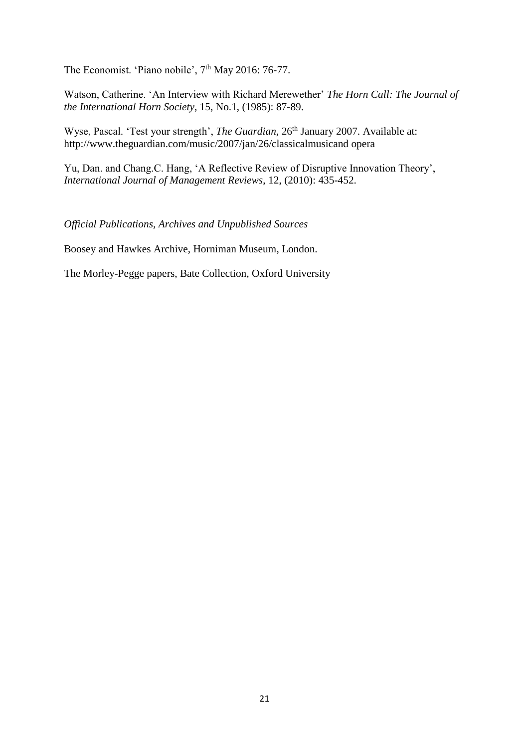The Economist. 'Piano nobile', 7th May 2016: 76-77.

Watson, Catherine. 'An Interview with Richard Merewether' *The Horn Call: The Journal of the International Horn Society*, 15, No.1, (1985): 87-89.

Wyse, Pascal. 'Test your strength', *The Guardian*, 26th January 2007. Available at: http://www.theguardian.com/music/2007/jan/26/classicalmusicand opera

Yu, Dan. and Chang.C. Hang, 'A Reflective Review of Disruptive Innovation Theory', *International Journal of Management Reviews*, 12, (2010): 435-452.

*Official Publications, Archives and Unpublished Sources*

Boosey and Hawkes Archive, Horniman Museum, London.

The Morley-Pegge papers, Bate Collection, Oxford University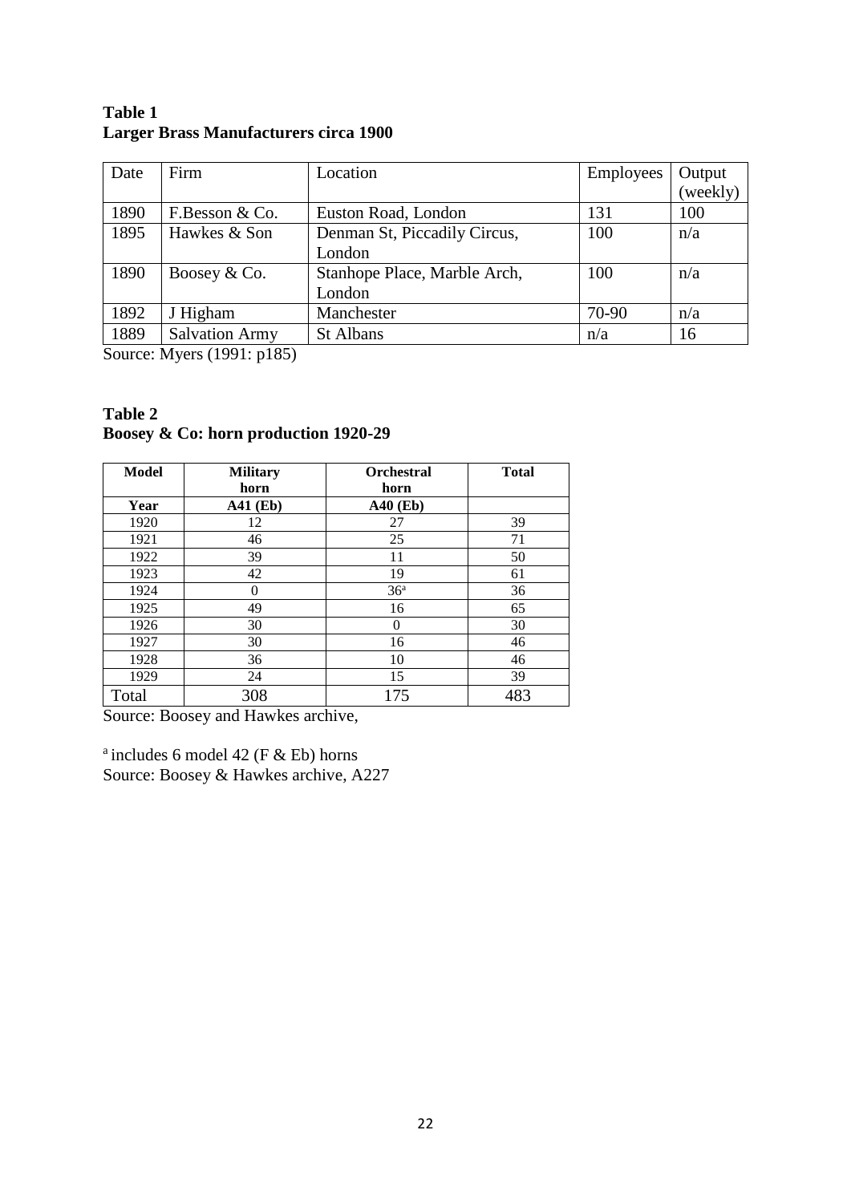**Table 1**
**Larger Brass Manufacturers circa 1900**

| Date | Firm | Location | Employees | Output (weekly) |
|---|---|---|---|---|
| 1890 | F.Besson & Co. | Euston Road, London | 131 | 100 |
| 1895 | Hawkes & Son | Denman St, Piccadily Circus, London | 100 | n/a |
| 1890 | Boosey & Co. | Stanhope Place, Marble Arch, London | 100 | n/a |
| 1892 | J Higham | Manchester | 70-90 | n/a |
| 1889 | Salvation Army | St Albans | n/a | 16 |

Source: Myers (1991: p185)

**Table 2**
**Boosey & Co: horn production 1920-29**

| Model | Military horn | Orchestral horn | Total |
|---|---|---|---|
| Year | A41 (Eb) | A40 (Eb) | |
| 1920 | 12 | 27 | 39 |
| 1921 | 46 | 25 | 71 |
| 1922 | 39 | 11 | 50 |
| 1923 | 42 | 19 | 61 |
| 1924 | 0 | 36[a] | 36 |
| 1925 | 49 | 16 | 65 |
| 1926 | 30 | 0 | 30 |
| 1927 | 30 | 16 | 46 |
| 1928 | 36 | 10 | 46 |
| 1929 | 24 | 15 | 39 |
| Total | 308 | 175 | 483 |

Source: Boosey and Hawkes archive,

[a] includes 6 model 42 (F & Eb) horns
Source: Boosey & Hawkes archive, A227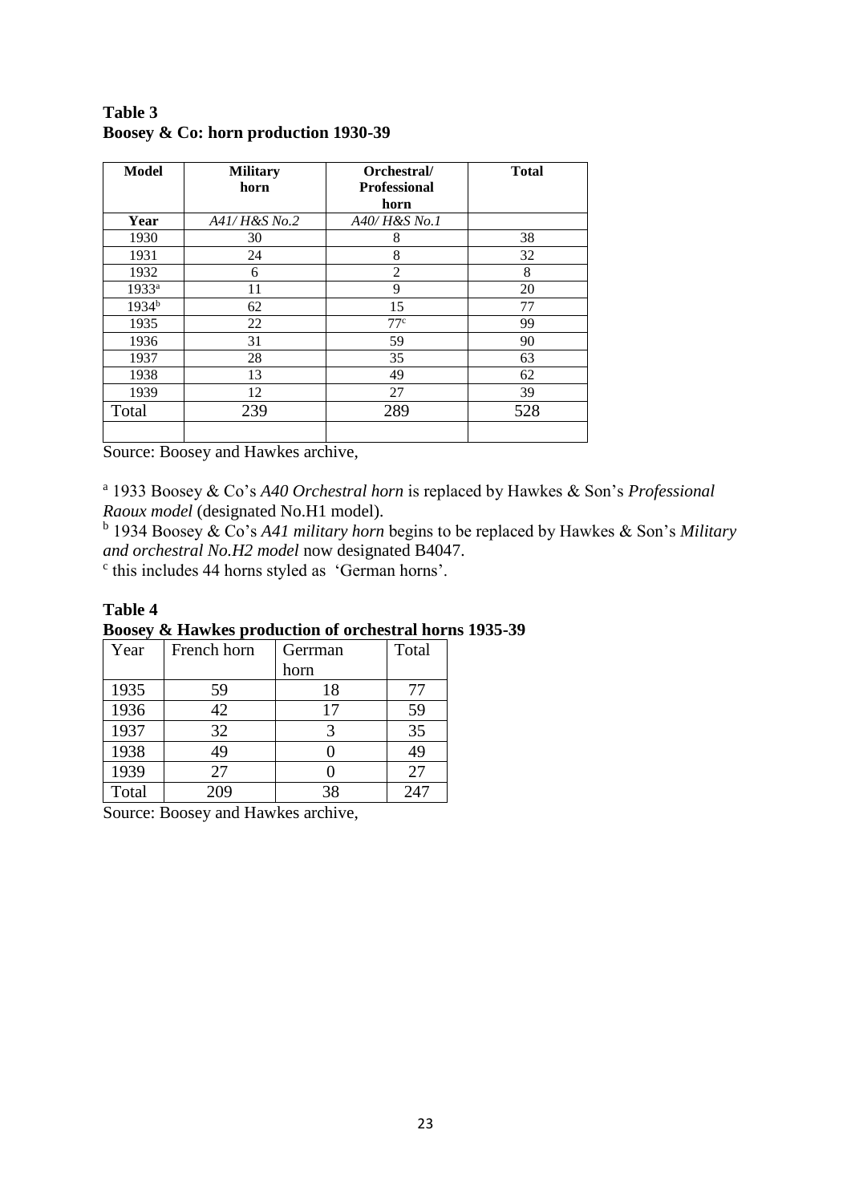**Table 3**
**Boosey & Co: horn production 1930-39**

| Model | Military horn | Orchestral/ Professional horn | Total |
|---|---|---|---|
| **Year** | *A41/ H&S No.2* | *A40/ H&S No.1* | |
| 1930 | 30 | 8 | 38 |
| 1931 | 24 | 8 | 32 |
| 1932 | 6 | 2 | 8 |
| 1933[a] | 11 | 9 | 20 |
| 1934[b] | 62 | 15 | 77 |
| 1935 | 22 | 77[c] | 99 |
| 1936 | 31 | 59 | 90 |
| 1937 | 28 | 35 | 63 |
| 1938 | 13 | 49 | 62 |
| 1939 | 12 | 27 | 39 |
| Total | 239 | 289 | 528 |
| | | | |

Source: Boosey and Hawkes archive,

[a] 1933 Boosey & Co's *A40 Orchestral horn* is replaced by Hawkes & Son's *Professional Raoux model* (designated No.H1 model).
[b] 1934 Boosey & Co's *A41 military horn* begins to be replaced by Hawkes & Son's *Military and orchestral No.H2 model* now designated B4047.
[c] this includes 44 horns styled as 'German horns'.

**Table 4**
**Boosey & Hawkes production of orchestral horns 1935-39**

| Year | French horn | Gerrman horn | Total |
|---|---|---|---|
| 1935 | 59 | 18 | 77 |
| 1936 | 42 | 17 | 59 |
| 1937 | 32 | 3 | 35 |
| 1938 | 49 | 0 | 49 |
| 1939 | 27 | 0 | 27 |
| Total | 209 | 38 | 247 |

Source: Boosey and Hawkes archive,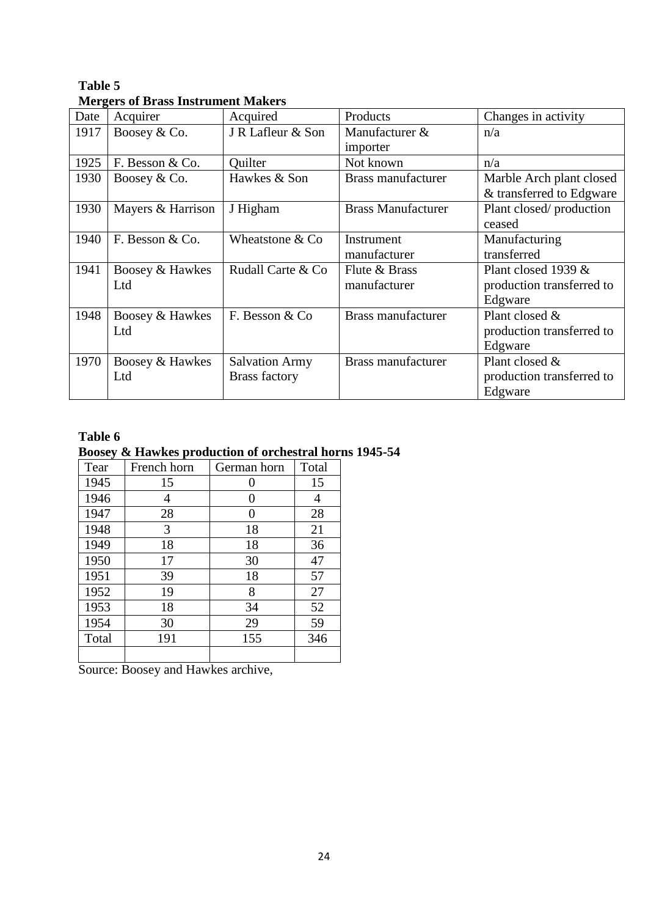**Table 5**
**Mergers of Brass Instrument Makers**

| Date | Acquirer | Acquired | Products | Changes in activity |
|---|---|---|---|---|
| 1917 | Boosey & Co. | J R Lafleur & Son | Manufacturer & importer | n/a |
| 1925 | F. Besson & Co. | Quilter | Not known | n/a |
| 1930 | Boosey & Co. | Hawkes & Son | Brass manufacturer | Marble Arch plant closed & transferred to Edgware |
| 1930 | Mayers & Harrison | J Higham | Brass Manufacturer | Plant closed/ production ceased |
| 1940 | F. Besson & Co. | Wheatstone & Co | Instrument manufacturer | Manufacturing transferred |
| 1941 | Boosey & Hawkes Ltd | Rudall Carte & Co | Flute & Brass manufacturer | Plant closed 1939 & production transferred to Edgware |
| 1948 | Boosey & Hawkes Ltd | F. Besson & Co | Brass manufacturer | Plant closed & production transferred to Edgware |
| 1970 | Boosey & Hawkes Ltd | Salvation Army Brass factory | Brass manufacturer | Plant closed & production transferred to Edgware |

**Table 6**
**Boosey & Hawkes production of orchestral horns 1945-54**

| Tear | French horn | German horn | Total |
|---|---|---|---|
| 1945 | 15 | 0 | 15 |
| 1946 | 4 | 0 | 4 |
| 1947 | 28 | 0 | 28 |
| 1948 | 3 | 18 | 21 |
| 1949 | 18 | 18 | 36 |
| 1950 | 17 | 30 | 47 |
| 1951 | 39 | 18 | 57 |
| 1952 | 19 | 8 | 27 |
| 1953 | 18 | 34 | 52 |
| 1954 | 30 | 29 | 59 |
| Total | 191 | 155 | 346 |
| | | | |

Source: Boosey and Hawkes archive,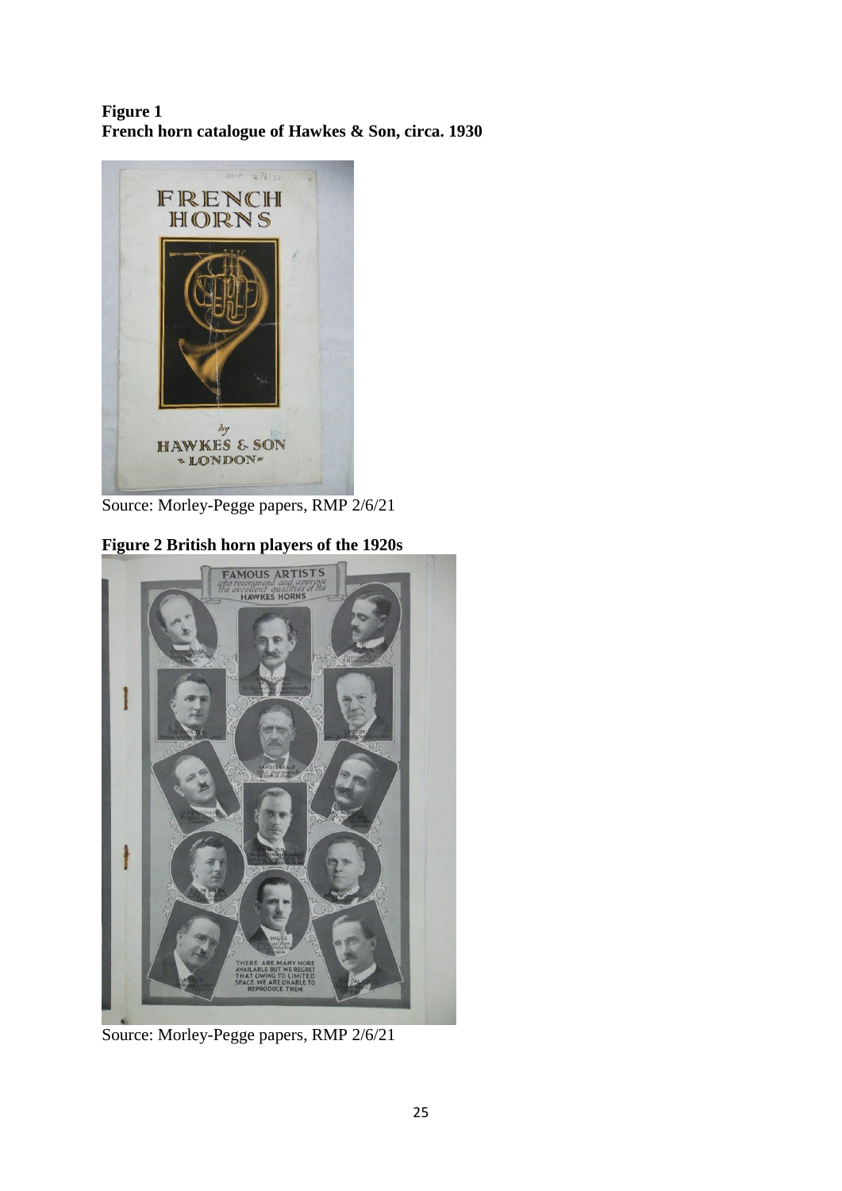**Figure 1**
**French horn catalogue of Hawkes & Son, circa. 1930**

Source: Morley-Pegge papers, RMP 2/6/21

**Figure 2 British horn players of the 1920s**

Source: Morley-Pegge papers, RMP 2/6/21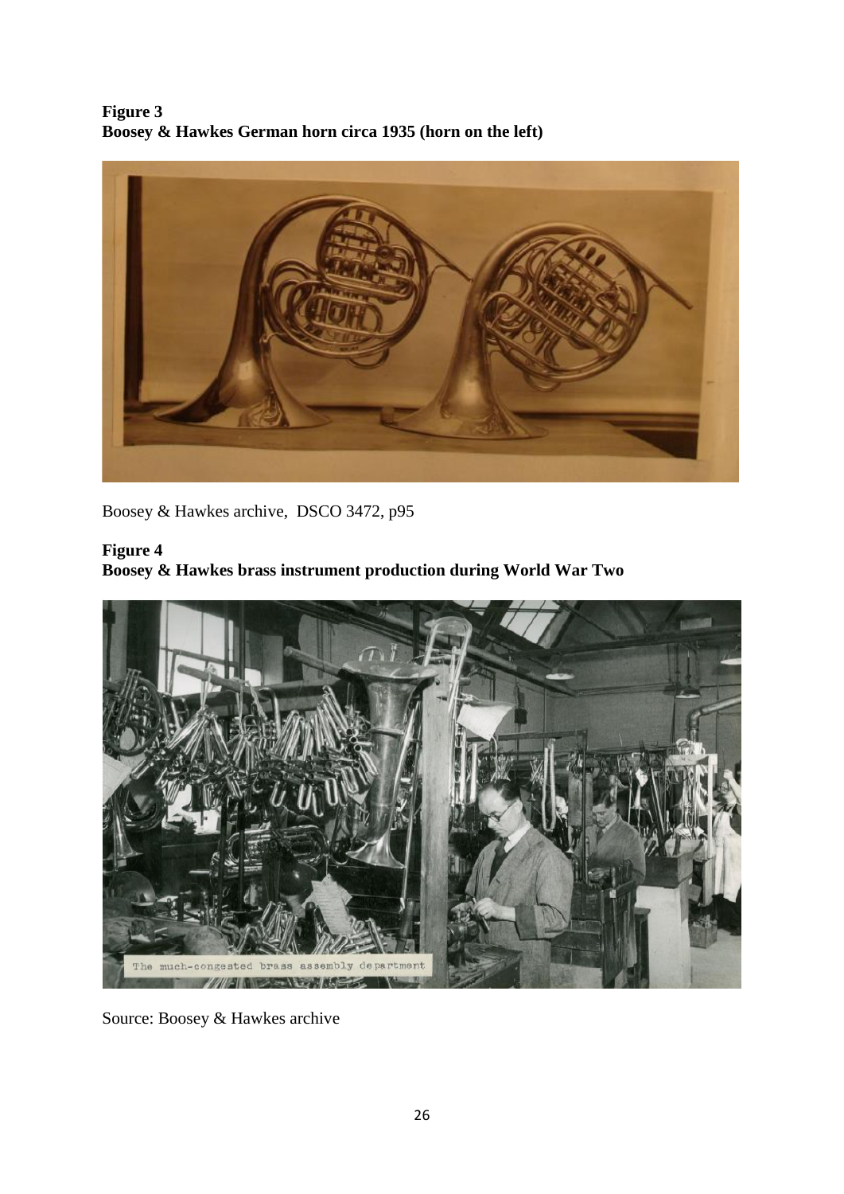**Figure 3**
**Boosey & Hawkes German horn circa 1935 (horn on the left)**

Boosey & Hawkes archive, DSCO 3472, p95

**Figure 4**
**Boosey & Hawkes brass instrument production during World War Two**

Source: Boosey & Hawkes archive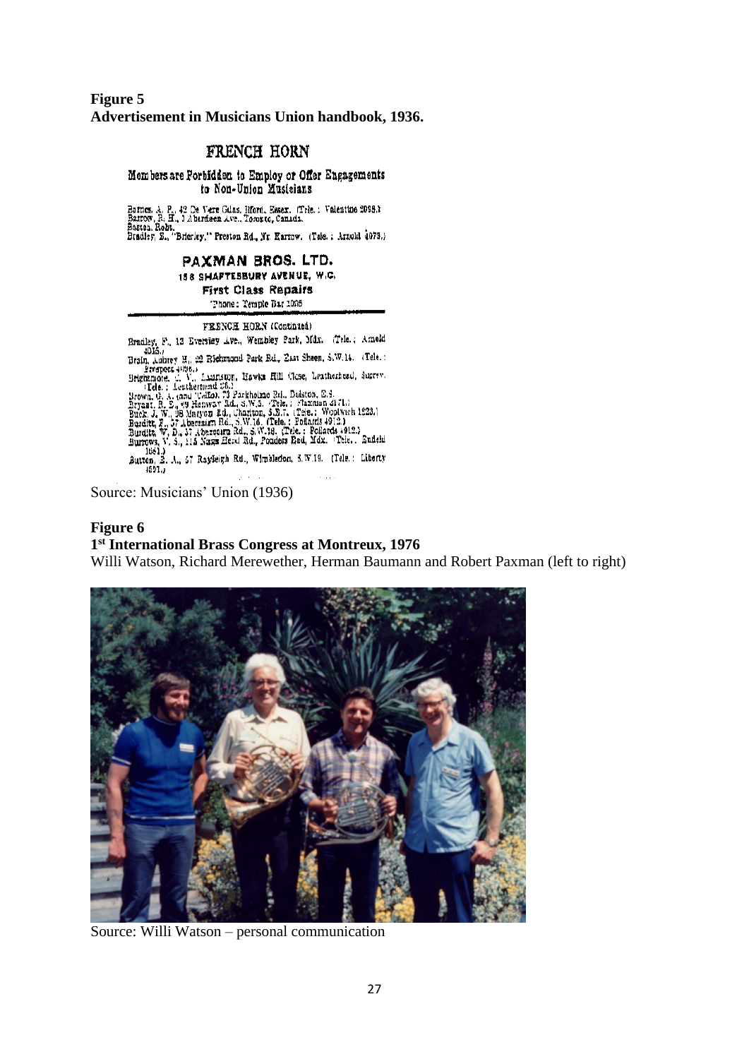**Figure 5**
**Advertisement in Musicians Union handbook, 1936.**

FRENCH HORN

Members are Forbidden to Employ or Offer Engagements to Non-Union Musicians

Barnes, A. F., 42 De Vere Gdns, Ilford, Essex. (Tele.: Valentine 2098.)
Barrow, R. H., 3 Aberdeen Ave., Toronto, Canada.
Boston, Robt.
Bradley, E., "Brierley," Preston Rd., Nr. Harrow. (Tele.: Arnold 4073.)

PAXMAN BROS. LTD.
156 SHAFTESBURY AVENUE, W.C.
First Class Repairs
'Phone: Temple Bar 1066

FRENCH HORN (Continued)

Bradley, F., 13 Eversley Ave., Wembley Park, Mdx. (Tele.: Arnold 4015.)
Brain, Aubrey H., 22 Richmond Park Rd., East Sheen, S.W.14. (Tele.: Prospect 4096.)
Brightmore, C. V., Lauriston, Hawks Hill Close, Leatherhead, Surrey. (Tele.: Leatherhead 26.)
Brown, G. A. (and 'Cello), 72 Parkholme Rd., Dalston, E.8.
Bryant, R. E., 49 Hanway Rd., S.W.5. (Tele.: Flaxman 3171.)
Buck, J. W., 98 Maryon Rd., Charlton, S.E.7. (Tele.: Woolwich 1223.)
Burditt, F., 37 Abercairn Rd., S.W.16. (Tele.: Pollards 4912.)
Burditt, W. D., 37 Abercairn Rd., S.W.16. (Tele.: Pollards 4912.)
Burrows, V. S., 115 Nags Head Rd., Ponders End, Mdx. (Tele.: Enfield 1841.)
Button, S. A., 57 Rayleigh Rd., Wimbledon, S.W.19. (Tele.: Liberty 4591.)

Source: Musicians' Union (1936)

**Figure 6**
**1st International Brass Congress at Montreux, 1976**
Willi Watson, Richard Merewether, Herman Baumann and Robert Paxman (left to right)

Source: Willi Watson – personal communication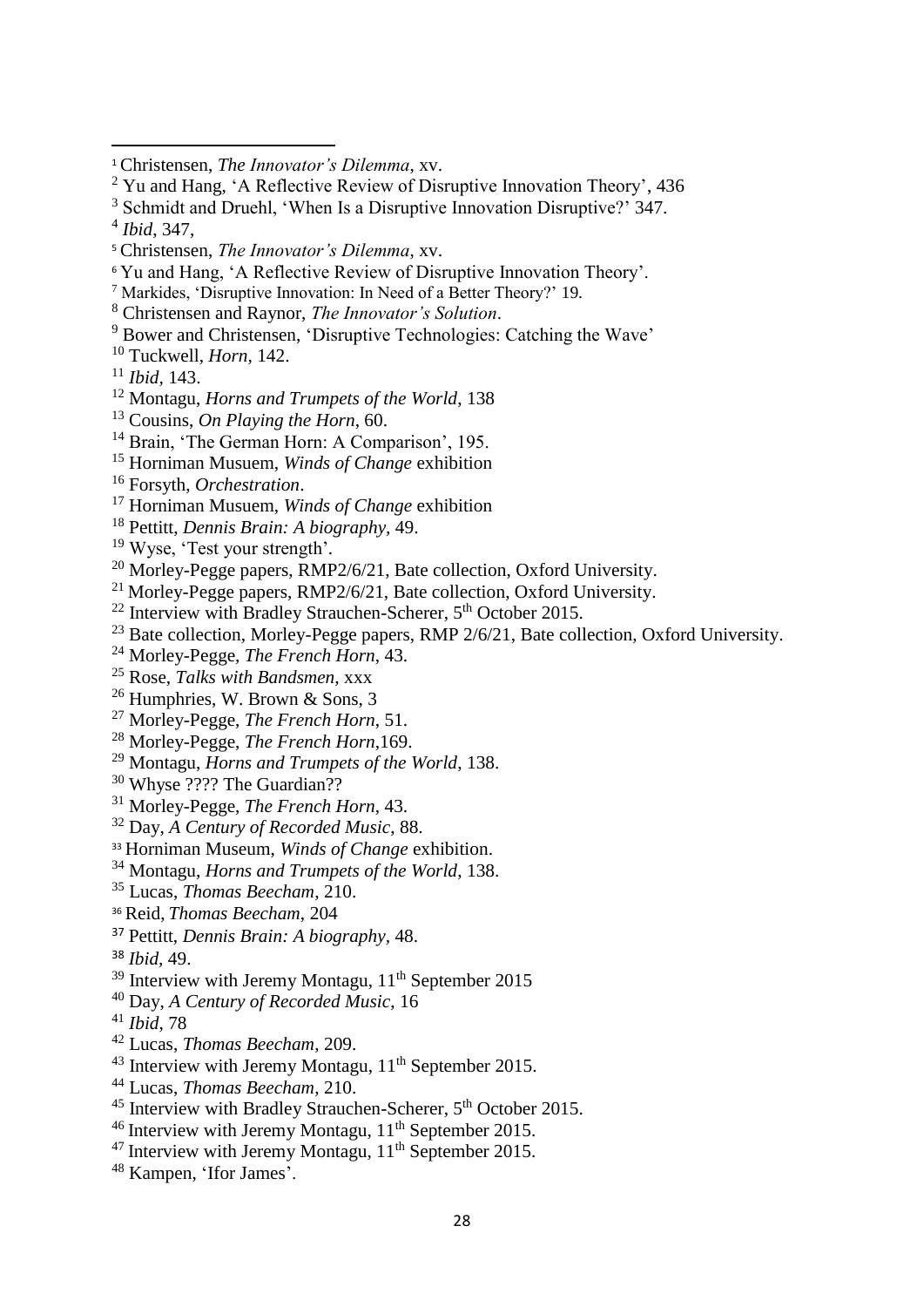[1] Christensen, *The Innovator's Dilemma*, xv.

[2] Yu and Hang, 'A Reflective Review of Disruptive Innovation Theory', 436

[3] Schmidt and Druehl, 'When Is a Disruptive Innovation Disruptive?' 347.

[4] *Ibid*, 347,

[5] Christensen, *The Innovator's Dilemma*, xv.

[6] Yu and Hang, 'A Reflective Review of Disruptive Innovation Theory'.

[7] Markides, 'Disruptive Innovation: In Need of a Better Theory?' 19.

[8] Christensen and Raynor, *The Innovator's Solution*.

[9] Bower and Christensen, 'Disruptive Technologies: Catching the Wave'

[10] Tuckwell, *Horn*, 142.

[11] *Ibid*, 143.

[12] Montagu, *Horns and Trumpets of the World*, 138

[13] Cousins, *On Playing the Horn*, 60.

[14] Brain, 'The German Horn: A Comparison', 195.

[15] Horniman Musuem, *Winds of Change* exhibition

[16] Forsyth, *Orchestration*.

[17] Horniman Musuem, *Winds of Change* exhibition

[18] Pettitt, *Dennis Brain: A biography*, 49.

[19] Wyse, 'Test your strength'.

[20] Morley-Pegge papers, RMP2/6/21, Bate collection, Oxford University.

[21] Morley-Pegge papers, RMP2/6/21, Bate collection, Oxford University.

[22] Interview with Bradley Strauchen-Scherer, 5th October 2015.

[23] Bate collection, Morley-Pegge papers, RMP 2/6/21, Bate collection, Oxford University.

[24] Morley-Pegge, *The French Horn*, 43.

[25] Rose, *Talks with Bandsmen*, xxx

[26] Humphries, W. Brown & Sons, 3

[27] Morley-Pegge, *The French Horn*, 51.

[28] Morley-Pegge, *The French Horn*,169.

[29] Montagu, *Horns and Trumpets of the World*, 138.

[30] Whyse ???? The Guardian??

[31] Morley-Pegge, *The French Horn*, 43.

[32] Day, *A Century of Recorded Music*, 88.

[33] Horniman Museum, *Winds of Change* exhibition.

[34] Montagu, *Horns and Trumpets of the World*, 138.

[35] Lucas, *Thomas Beecham*, 210.

[36] Reid, *Thomas Beecham*, 204

[37] Pettitt, *Dennis Brain: A biography*, 48.

[38] *Ibid*, 49.

[39] Interview with Jeremy Montagu, 11th September 2015

[40] Day, *A Century of Recorded Music*, 16

[41] *Ibid*, 78

[42] Lucas, *Thomas Beecham*, 209.

[43] Interview with Jeremy Montagu, 11th September 2015.

[44] Lucas, *Thomas Beecham*, 210.

[45] Interview with Bradley Strauchen-Scherer, 5th October 2015.

[46] Interview with Jeremy Montagu, 11th September 2015.

[47] Interview with Jeremy Montagu, 11th September 2015.

[48] Kampen, 'Ifor James'.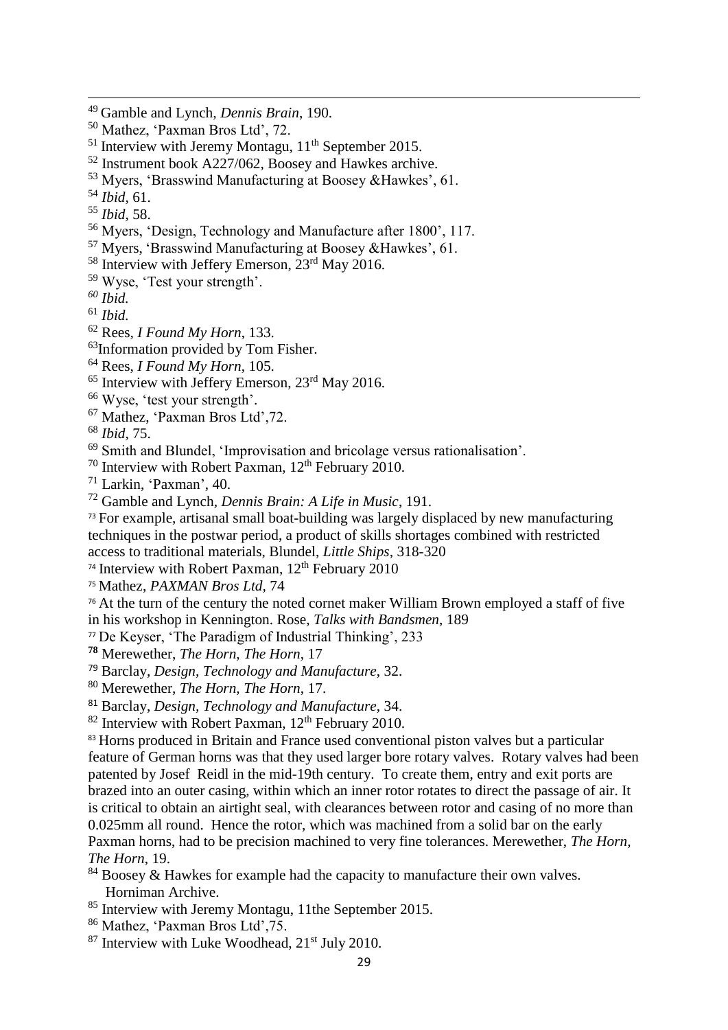[49] Gamble and Lynch, *Dennis Brain*, 190.

[50] Mathez, 'Paxman Bros Ltd', 72.

[51] Interview with Jeremy Montagu, 11th September 2015.

[52] Instrument book A227/062, Boosey and Hawkes archive.

[53] Myers, 'Brasswind Manufacturing at Boosey &Hawkes', 61.

[54] *Ibid*, 61.

[55] *Ibid*, 58.

[56] Myers, 'Design, Technology and Manufacture after 1800', 117.

[57] Myers, 'Brasswind Manufacturing at Boosey &Hawkes', 61.

[58] Interview with Jeffery Emerson, 23rd May 2016.

[59] Wyse, 'Test your strength'.

[60] *Ibid.*

[61] *Ibid.*

[62] Rees, *I Found My Horn*, 133.

[63] Information provided by Tom Fisher.

[64] Rees, *I Found My Horn*, 105.

[65] Interview with Jeffery Emerson, 23rd May 2016.

[66] Wyse, 'test your strength'.

[67] Mathez, 'Paxman Bros Ltd',72.

[68] *Ibid*, 75.

[69] Smith and Blundel, 'Improvisation and bricolage versus rationalisation'.

[70] Interview with Robert Paxman, 12th February 2010.

[71] Larkin, 'Paxman', 40.

[72] Gamble and Lynch, *Dennis Brain: A Life in Music*, 191.

[73] For example, artisanal small boat-building was largely displaced by new manufacturing techniques in the postwar period, a product of skills shortages combined with restricted access to traditional materials, Blundel, *Little Ships*, 318-320

[74] Interview with Robert Paxman, 12th February 2010

[75] Mathez, *PAXMAN Bros Ltd*, 74

[76] At the turn of the century the noted cornet maker William Brown employed a staff of five in his workshop in Kennington. Rose, *Talks with Bandsmen*, 189

[77] De Keyser, 'The Paradigm of Industrial Thinking', 233

[78] Merewether, *The Horn, The Horn*, 17

[79] Barclay, *Design, Technology and Manufacture*, 32.

[80] Merewether, *The Horn, The Horn*, 17.

[81] Barclay, *Design, Technology and Manufacture*, 34.

[82] Interview with Robert Paxman, 12th February 2010.

[83] Horns produced in Britain and France used conventional piston valves but a particular feature of German horns was that they used larger bore rotary valves. Rotary valves had been patented by Josef Reidl in the mid-19th century. To create them, entry and exit ports are brazed into an outer casing, within which an inner rotor rotates to direct the passage of air. It is critical to obtain an airtight seal, with clearances between rotor and casing of no more than 0.025mm all round. Hence the rotor, which was machined from a solid bar on the early Paxman horns, had to be precision machined to very fine tolerances. Merewether, *The Horn, The Horn*, 19.

[84] Boosey & Hawkes for example had the capacity to manufacture their own valves. Horniman Archive.

[85] Interview with Jeremy Montagu, 11the September 2015.

[86] Mathez, 'Paxman Bros Ltd',75.

[87] Interview with Luke Woodhead, 21st July 2010.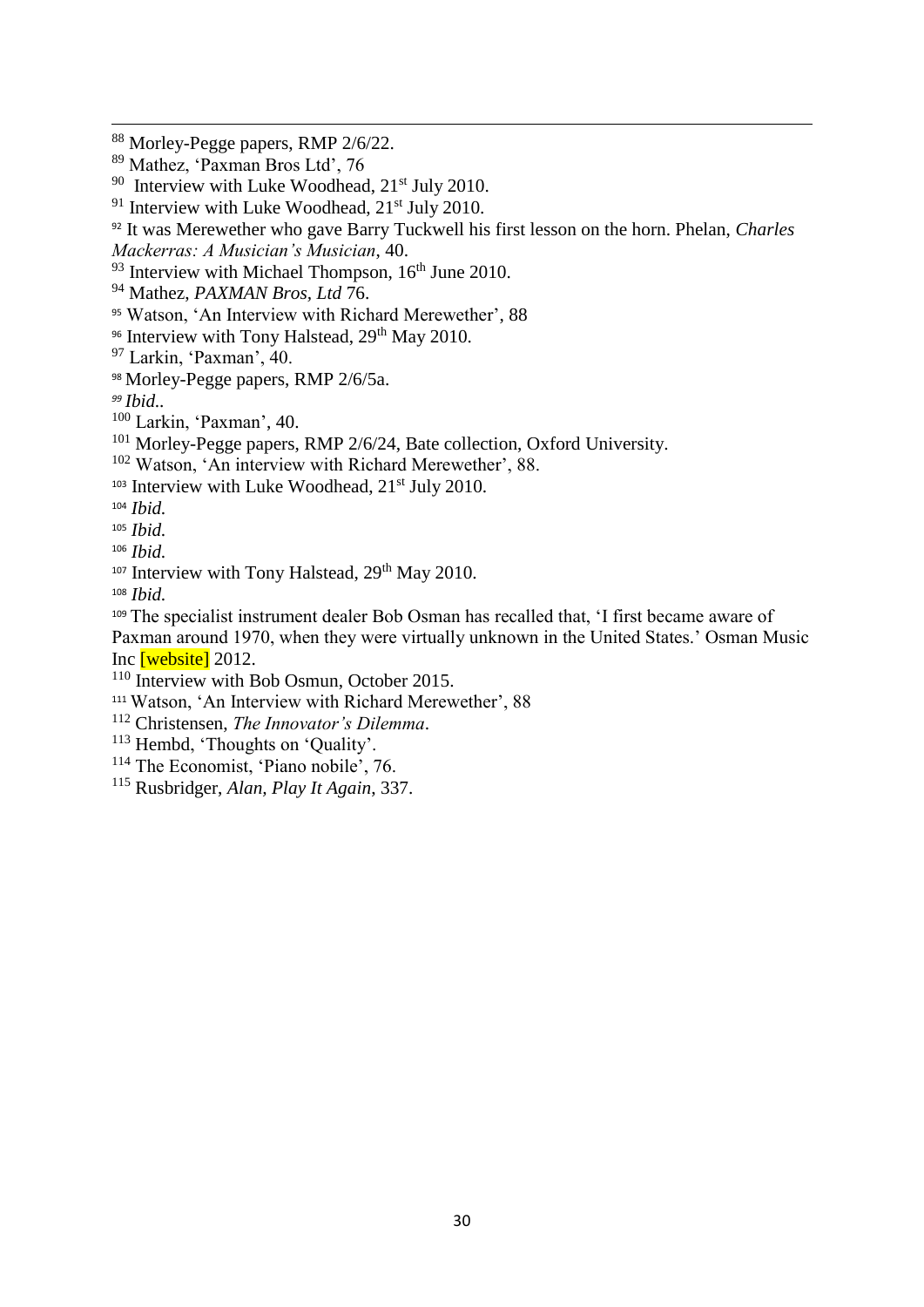[88] Morley-Pegge papers, RMP 2/6/22.

[89] Mathez, 'Paxman Bros Ltd', 76

[90] Interview with Luke Woodhead, 21st July 2010.

[91] Interview with Luke Woodhead, 21st July 2010.

[92] It was Merewether who gave Barry Tuckwell his first lesson on the horn. Phelan, *Charles Mackerras: A Musician's Musician*, 40.

[93] Interview with Michael Thompson, 16th June 2010.

[94] Mathez, *PAXMAN Bros, Ltd* 76.

[95] Watson, 'An Interview with Richard Merewether', 88

[96] Interview with Tony Halstead, 29th May 2010.

[97] Larkin, 'Paxman', 40.

[98] Morley-Pegge papers, RMP 2/6/5a.

[99] *Ibid.*.

[100] Larkin, 'Paxman', 40.

[101] Morley-Pegge papers, RMP 2/6/24, Bate collection, Oxford University.

[102] Watson, 'An interview with Richard Merewether', 88.

[103] Interview with Luke Woodhead, 21st July 2010.

[104] *Ibid.*

[105] *Ibid.*

[106] *Ibid.*

[107] Interview with Tony Halstead, 29th May 2010.

[108] *Ibid.*

[109] The specialist instrument dealer Bob Osman has recalled that, 'I first became aware of Paxman around 1970, when they were virtually unknown in the United States.' Osman Music Inc [website] 2012.

[110] Interview with Bob Osmun, October 2015.

[111] Watson, 'An Interview with Richard Merewether', 88

[112] Christensen, *The Innovator's Dilemma*.

[113] Hembd, 'Thoughts on 'Quality'.

[114] The Economist, 'Piano nobile', 76.

[115] Rusbridger, *Alan, Play It Again*, 337.